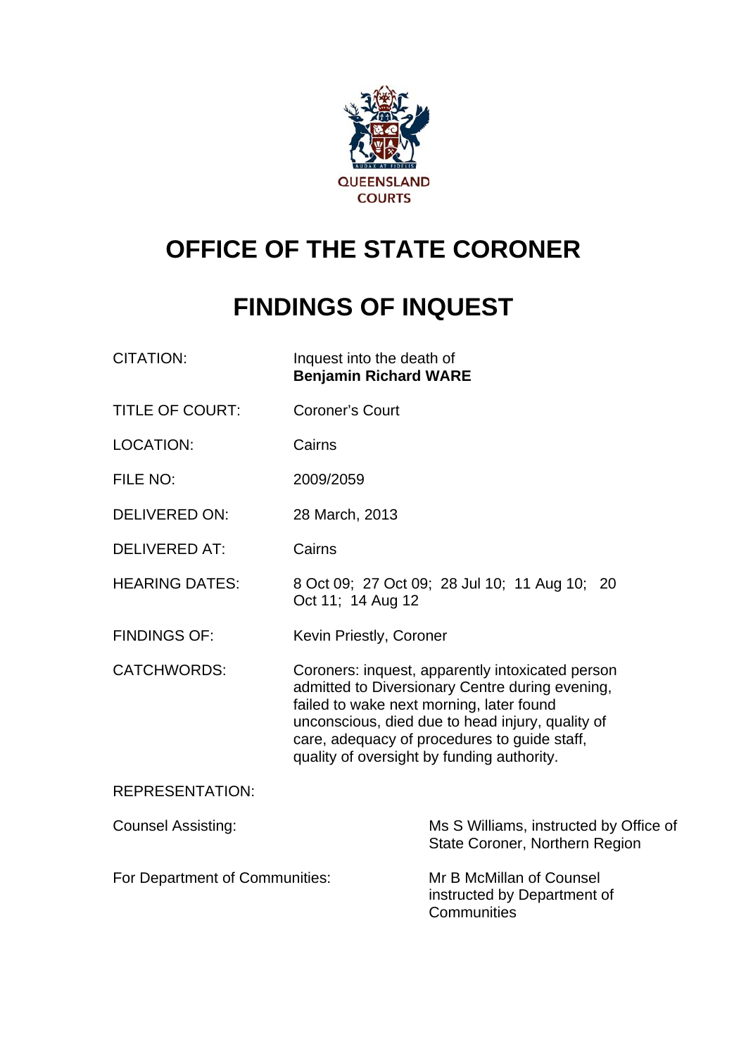QUEENSLAND COURTS

# OFFICE OF THE STATE CORONER

# FINDINGS OF INQUEST

| | |
|---|---|
| CITATION: | Inquest into the death of **Benjamin Richard WARE** |
| TITLE OF COURT: | Coroner's Court |
| LOCATION: | Cairns |
| FILE NO: | 2009/2059 |
| DELIVERED ON: | 28 March, 2013 |
| DELIVERED AT: | Cairns |
| HEARING DATES: | 8 Oct 09; 27 Oct 09; 28 Jul 10; 11 Aug 10; 20 Oct 11; 14 Aug 12 |
| FINDINGS OF: | Kevin Priestly, Coroner |
| CATCHWORDS: | Coroners: inquest, apparently intoxicated person admitted to Diversionary Centre during evening, failed to wake next morning, later found unconscious, died due to head injury, quality of care, adequacy of procedures to guide staff, quality of oversight by funding authority. |

REPRESENTATION:

| | |
|---|---|
| Counsel Assisting: | Ms S Williams, instructed by Office of State Coroner, Northern Region |
| For Department of Communities: | Mr B McMillan of Counsel instructed by Department of Communities |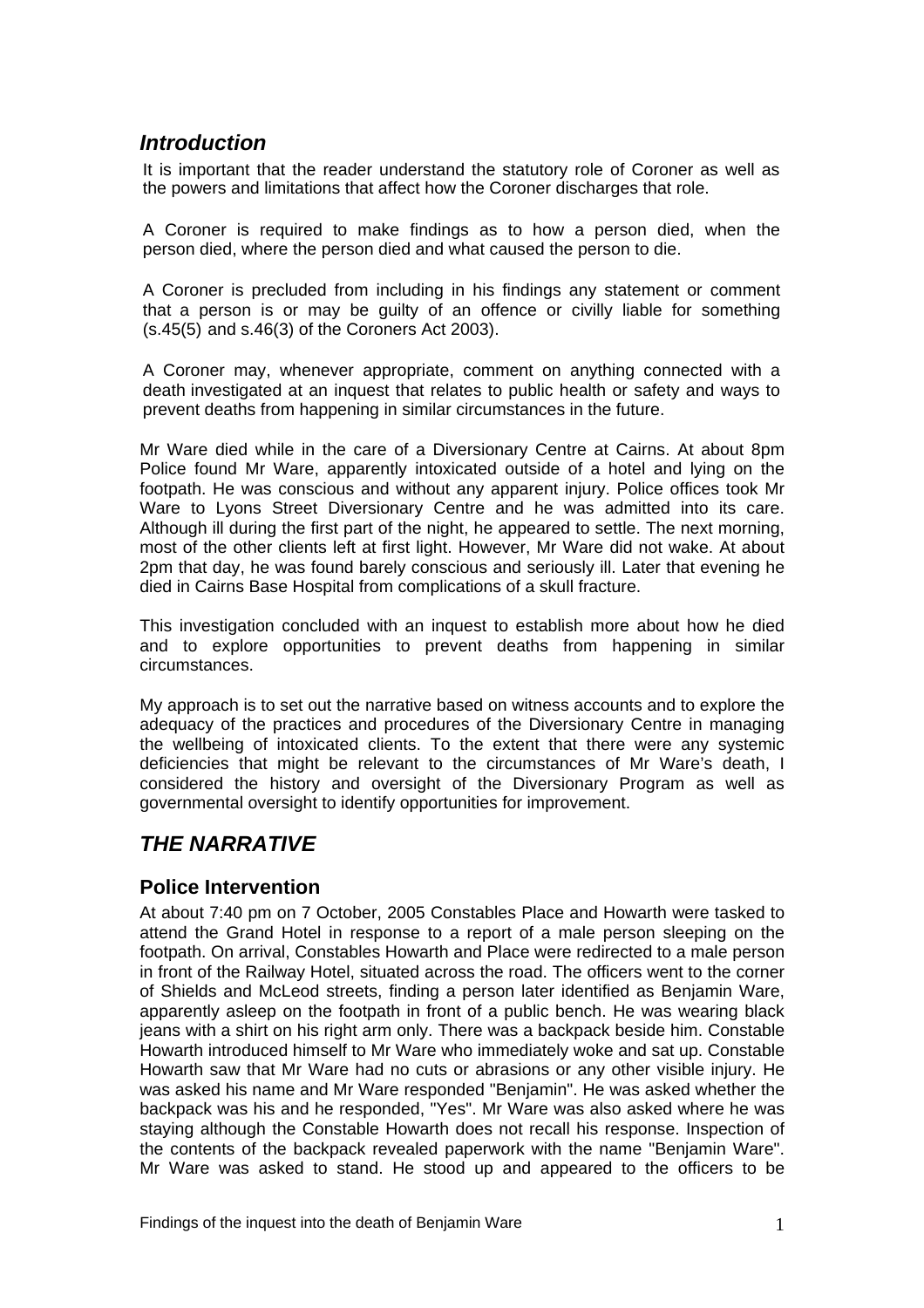## *Introduction*

It is important that the reader understand the statutory role of Coroner as well as the powers and limitations that affect how the Coroner discharges that role.

A Coroner is required to make findings as to how a person died, when the person died, where the person died and what caused the person to die.

A Coroner is precluded from including in his findings any statement or comment that a person is or may be guilty of an offence or civilly liable for something (s.45(5) and s.46(3) of the Coroners Act 2003).

A Coroner may, whenever appropriate, comment on anything connected with a death investigated at an inquest that relates to public health or safety and ways to prevent deaths from happening in similar circumstances in the future.

Mr Ware died while in the care of a Diversionary Centre at Cairns. At about 8pm Police found Mr Ware, apparently intoxicated outside of a hotel and lying on the footpath. He was conscious and without any apparent injury. Police offices took Mr Ware to Lyons Street Diversionary Centre and he was admitted into its care. Although ill during the first part of the night, he appeared to settle. The next morning, most of the other clients left at first light. However, Mr Ware did not wake. At about 2pm that day, he was found barely conscious and seriously ill. Later that evening he died in Cairns Base Hospital from complications of a skull fracture.

This investigation concluded with an inquest to establish more about how he died and to explore opportunities to prevent deaths from happening in similar circumstances.

My approach is to set out the narrative based on witness accounts and to explore the adequacy of the practices and procedures of the Diversionary Centre in managing the wellbeing of intoxicated clients. To the extent that there were any systemic deficiencies that might be relevant to the circumstances of Mr Ware's death, I considered the history and oversight of the Diversionary Program as well as governmental oversight to identify opportunities for improvement.

## *THE NARRATIVE*

### Police Intervention

At about 7:40 pm on 7 October, 2005 Constables Place and Howarth were tasked to attend the Grand Hotel in response to a report of a male person sleeping on the footpath. On arrival, Constables Howarth and Place were redirected to a male person in front of the Railway Hotel, situated across the road. The officers went to the corner of Shields and McLeod streets, finding a person later identified as Benjamin Ware, apparently asleep on the footpath in front of a public bench. He was wearing black jeans with a shirt on his right arm only. There was a backpack beside him. Constable Howarth introduced himself to Mr Ware who immediately woke and sat up. Constable Howarth saw that Mr Ware had no cuts or abrasions or any other visible injury. He was asked his name and Mr Ware responded "Benjamin". He was asked whether the backpack was his and he responded, "Yes". Mr Ware was also asked where he was staying although the Constable Howarth does not recall his response. Inspection of the contents of the backpack revealed paperwork with the name "Benjamin Ware". Mr Ware was asked to stand. He stood up and appeared to the officers to be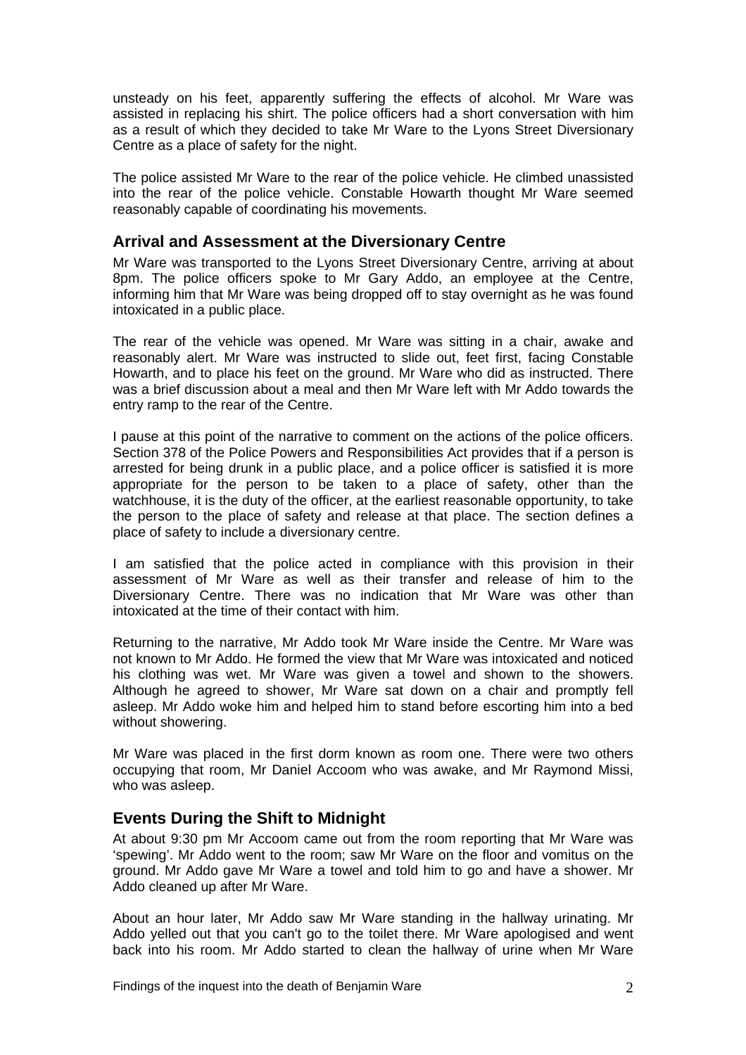unsteady on his feet, apparently suffering the effects of alcohol. Mr Ware was assisted in replacing his shirt. The police officers had a short conversation with him as a result of which they decided to take Mr Ware to the Lyons Street Diversionary Centre as a place of safety for the night.

The police assisted Mr Ware to the rear of the police vehicle. He climbed unassisted into the rear of the police vehicle. Constable Howarth thought Mr Ware seemed reasonably capable of coordinating his movements.

## Arrival and Assessment at the Diversionary Centre

Mr Ware was transported to the Lyons Street Diversionary Centre, arriving at about 8pm. The police officers spoke to Mr Gary Addo, an employee at the Centre, informing him that Mr Ware was being dropped off to stay overnight as he was found intoxicated in a public place.

The rear of the vehicle was opened. Mr Ware was sitting in a chair, awake and reasonably alert. Mr Ware was instructed to slide out, feet first, facing Constable Howarth, and to place his feet on the ground. Mr Ware who did as instructed. There was a brief discussion about a meal and then Mr Ware left with Mr Addo towards the entry ramp to the rear of the Centre.

I pause at this point of the narrative to comment on the actions of the police officers. Section 378 of the Police Powers and Responsibilities Act provides that if a person is arrested for being drunk in a public place, and a police officer is satisfied it is more appropriate for the person to be taken to a place of safety, other than the watchhouse, it is the duty of the officer, at the earliest reasonable opportunity, to take the person to the place of safety and release at that place. The section defines a place of safety to include a diversionary centre.

I am satisfied that the police acted in compliance with this provision in their assessment of Mr Ware as well as their transfer and release of him to the Diversionary Centre. There was no indication that Mr Ware was other than intoxicated at the time of their contact with him.

Returning to the narrative, Mr Addo took Mr Ware inside the Centre. Mr Ware was not known to Mr Addo. He formed the view that Mr Ware was intoxicated and noticed his clothing was wet. Mr Ware was given a towel and shown to the showers. Although he agreed to shower, Mr Ware sat down on a chair and promptly fell asleep. Mr Addo woke him and helped him to stand before escorting him into a bed without showering.

Mr Ware was placed in the first dorm known as room one. There were two others occupying that room, Mr Daniel Accoom who was awake, and Mr Raymond Missi, who was asleep.

## Events During the Shift to Midnight

At about 9:30 pm Mr Accoom came out from the room reporting that Mr Ware was 'spewing'. Mr Addo went to the room; saw Mr Ware on the floor and vomitus on the ground. Mr Addo gave Mr Ware a towel and told him to go and have a shower. Mr Addo cleaned up after Mr Ware.

About an hour later, Mr Addo saw Mr Ware standing in the hallway urinating. Mr Addo yelled out that you can't go to the toilet there. Mr Ware apologised and went back into his room. Mr Addo started to clean the hallway of urine when Mr Ware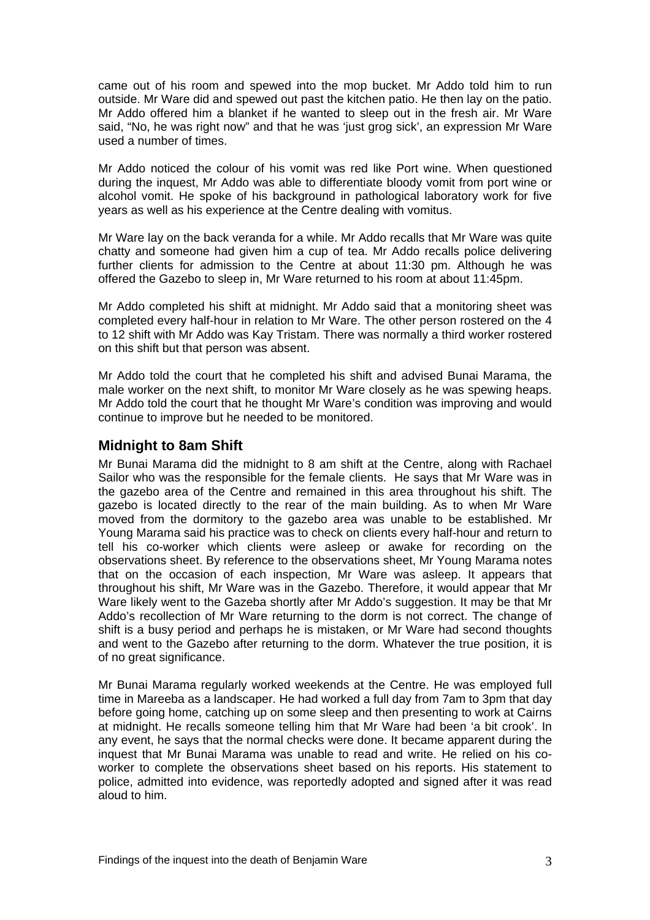came out of his room and spewed into the mop bucket. Mr Addo told him to run outside. Mr Ware did and spewed out past the kitchen patio. He then lay on the patio. Mr Addo offered him a blanket if he wanted to sleep out in the fresh air. Mr Ware said, "No, he was right now" and that he was 'just grog sick', an expression Mr Ware used a number of times.

Mr Addo noticed the colour of his vomit was red like Port wine. When questioned during the inquest, Mr Addo was able to differentiate bloody vomit from port wine or alcohol vomit. He spoke of his background in pathological laboratory work for five years as well as his experience at the Centre dealing with vomitus.

Mr Ware lay on the back veranda for a while. Mr Addo recalls that Mr Ware was quite chatty and someone had given him a cup of tea. Mr Addo recalls police delivering further clients for admission to the Centre at about 11:30 pm. Although he was offered the Gazebo to sleep in, Mr Ware returned to his room at about 11:45pm.

Mr Addo completed his shift at midnight. Mr Addo said that a monitoring sheet was completed every half-hour in relation to Mr Ware. The other person rostered on the 4 to 12 shift with Mr Addo was Kay Tristam. There was normally a third worker rostered on this shift but that person was absent.

Mr Addo told the court that he completed his shift and advised Bunai Marama, the male worker on the next shift, to monitor Mr Ware closely as he was spewing heaps. Mr Addo told the court that he thought Mr Ware's condition was improving and would continue to improve but he needed to be monitored.

## Midnight to 8am Shift

Mr Bunai Marama did the midnight to 8 am shift at the Centre, along with Rachael Sailor who was the responsible for the female clients. He says that Mr Ware was in the gazebo area of the Centre and remained in this area throughout his shift. The gazebo is located directly to the rear of the main building. As to when Mr Ware moved from the dormitory to the gazebo area was unable to be established. Mr Young Marama said his practice was to check on clients every half-hour and return to tell his co-worker which clients were asleep or awake for recording on the observations sheet. By reference to the observations sheet, Mr Young Marama notes that on the occasion of each inspection, Mr Ware was asleep. It appears that throughout his shift, Mr Ware was in the Gazebo. Therefore, it would appear that Mr Ware likely went to the Gazeba shortly after Mr Addo's suggestion. It may be that Mr Addo's recollection of Mr Ware returning to the dorm is not correct. The change of shift is a busy period and perhaps he is mistaken, or Mr Ware had second thoughts and went to the Gazebo after returning to the dorm. Whatever the true position, it is of no great significance.

Mr Bunai Marama regularly worked weekends at the Centre. He was employed full time in Mareeba as a landscaper. He had worked a full day from 7am to 3pm that day before going home, catching up on some sleep and then presenting to work at Cairns at midnight. He recalls someone telling him that Mr Ware had been 'a bit crook'. In any event, he says that the normal checks were done. It became apparent during the inquest that Mr Bunai Marama was unable to read and write. He relied on his co-worker to complete the observations sheet based on his reports. His statement to police, admitted into evidence, was reportedly adopted and signed after it was read aloud to him.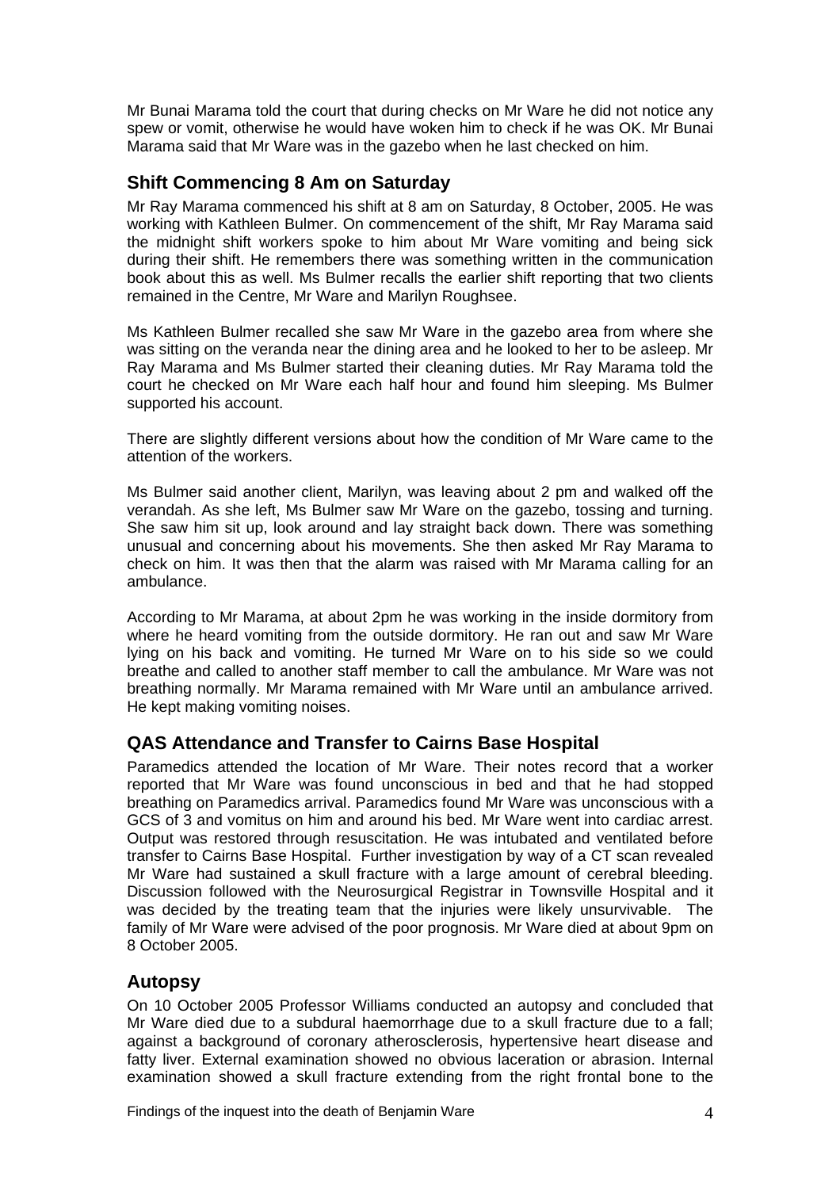Mr Bunai Marama told the court that during checks on Mr Ware he did not notice any spew or vomit, otherwise he would have woken him to check if he was OK. Mr Bunai Marama said that Mr Ware was in the gazebo when he last checked on him.

## Shift Commencing 8 Am on Saturday

Mr Ray Marama commenced his shift at 8 am on Saturday, 8 October, 2005. He was working with Kathleen Bulmer. On commencement of the shift, Mr Ray Marama said the midnight shift workers spoke to him about Mr Ware vomiting and being sick during their shift. He remembers there was something written in the communication book about this as well. Ms Bulmer recalls the earlier shift reporting that two clients remained in the Centre, Mr Ware and Marilyn Roughsee.

Ms Kathleen Bulmer recalled she saw Mr Ware in the gazebo area from where she was sitting on the veranda near the dining area and he looked to her to be asleep. Mr Ray Marama and Ms Bulmer started their cleaning duties. Mr Ray Marama told the court he checked on Mr Ware each half hour and found him sleeping. Ms Bulmer supported his account.

There are slightly different versions about how the condition of Mr Ware came to the attention of the workers.

Ms Bulmer said another client, Marilyn, was leaving about 2 pm and walked off the verandah. As she left, Ms Bulmer saw Mr Ware on the gazebo, tossing and turning. She saw him sit up, look around and lay straight back down. There was something unusual and concerning about his movements. She then asked Mr Ray Marama to check on him. It was then that the alarm was raised with Mr Marama calling for an ambulance.

According to Mr Marama, at about 2pm he was working in the inside dormitory from where he heard vomiting from the outside dormitory. He ran out and saw Mr Ware lying on his back and vomiting. He turned Mr Ware on to his side so we could breathe and called to another staff member to call the ambulance. Mr Ware was not breathing normally. Mr Marama remained with Mr Ware until an ambulance arrived. He kept making vomiting noises.

## QAS Attendance and Transfer to Cairns Base Hospital

Paramedics attended the location of Mr Ware. Their notes record that a worker reported that Mr Ware was found unconscious in bed and that he had stopped breathing on Paramedics arrival. Paramedics found Mr Ware was unconscious with a GCS of 3 and vomitus on him and around his bed. Mr Ware went into cardiac arrest. Output was restored through resuscitation. He was intubated and ventilated before transfer to Cairns Base Hospital. Further investigation by way of a CT scan revealed Mr Ware had sustained a skull fracture with a large amount of cerebral bleeding. Discussion followed with the Neurosurgical Registrar in Townsville Hospital and it was decided by the treating team that the injuries were likely unsurvivable. The family of Mr Ware were advised of the poor prognosis. Mr Ware died at about 9pm on 8 October 2005.

## Autopsy

On 10 October 2005 Professor Williams conducted an autopsy and concluded that Mr Ware died due to a subdural haemorrhage due to a skull fracture due to a fall; against a background of coronary atherosclerosis, hypertensive heart disease and fatty liver. External examination showed no obvious laceration or abrasion. Internal examination showed a skull fracture extending from the right frontal bone to the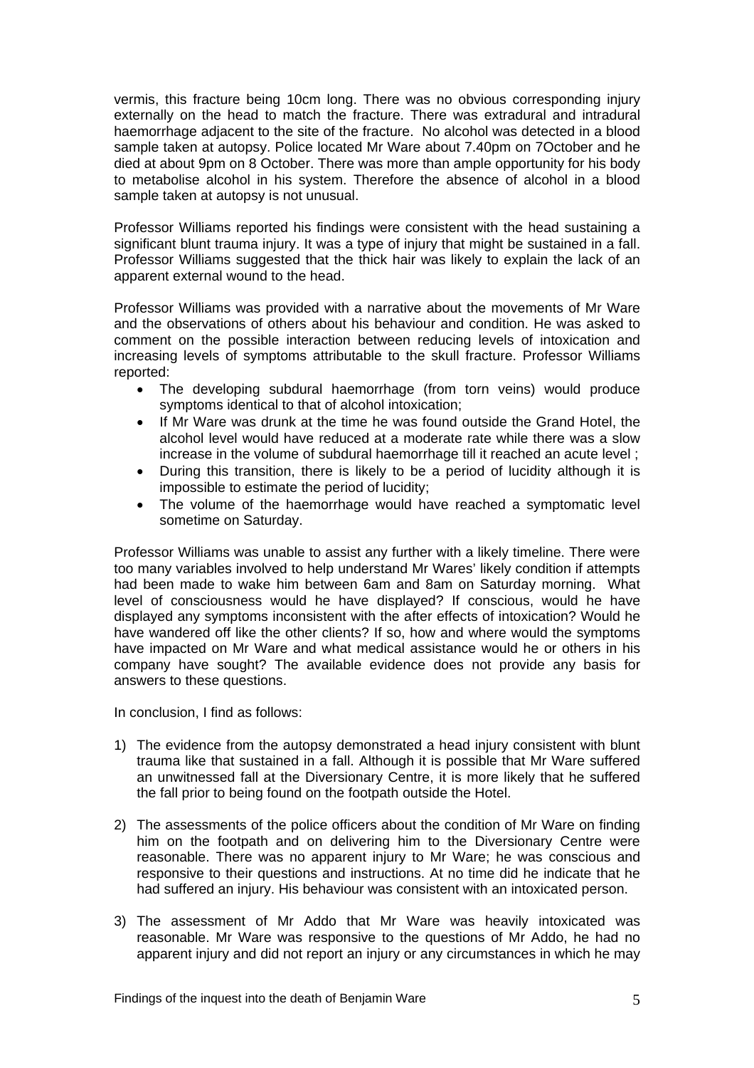vermis, this fracture being 10cm long. There was no obvious corresponding injury externally on the head to match the fracture. There was extradural and intradural haemorrhage adjacent to the site of the fracture. No alcohol was detected in a blood sample taken at autopsy. Police located Mr Ware about 7.40pm on 7October and he died at about 9pm on 8 October. There was more than ample opportunity for his body to metabolise alcohol in his system. Therefore the absence of alcohol in a blood sample taken at autopsy is not unusual.

Professor Williams reported his findings were consistent with the head sustaining a significant blunt trauma injury. It was a type of injury that might be sustained in a fall. Professor Williams suggested that the thick hair was likely to explain the lack of an apparent external wound to the head.

Professor Williams was provided with a narrative about the movements of Mr Ware and the observations of others about his behaviour and condition. He was asked to comment on the possible interaction between reducing levels of intoxication and increasing levels of symptoms attributable to the skull fracture. Professor Williams reported:

- The developing subdural haemorrhage (from torn veins) would produce symptoms identical to that of alcohol intoxication;
- If Mr Ware was drunk at the time he was found outside the Grand Hotel, the alcohol level would have reduced at a moderate rate while there was a slow increase in the volume of subdural haemorrhage till it reached an acute level ;
- During this transition, there is likely to be a period of lucidity although it is impossible to estimate the period of lucidity;
- The volume of the haemorrhage would have reached a symptomatic level sometime on Saturday.

Professor Williams was unable to assist any further with a likely timeline. There were too many variables involved to help understand Mr Wares' likely condition if attempts had been made to wake him between 6am and 8am on Saturday morning. What level of consciousness would he have displayed? If conscious, would he have displayed any symptoms inconsistent with the after effects of intoxication? Would he have wandered off like the other clients? If so, how and where would the symptoms have impacted on Mr Ware and what medical assistance would he or others in his company have sought? The available evidence does not provide any basis for answers to these questions.

In conclusion, I find as follows:

1) The evidence from the autopsy demonstrated a head injury consistent with blunt trauma like that sustained in a fall. Although it is possible that Mr Ware suffered an unwitnessed fall at the Diversionary Centre, it is more likely that he suffered the fall prior to being found on the footpath outside the Hotel.

2) The assessments of the police officers about the condition of Mr Ware on finding him on the footpath and on delivering him to the Diversionary Centre were reasonable. There was no apparent injury to Mr Ware; he was conscious and responsive to their questions and instructions. At no time did he indicate that he had suffered an injury. His behaviour was consistent with an intoxicated person.

3) The assessment of Mr Addo that Mr Ware was heavily intoxicated was reasonable. Mr Ware was responsive to the questions of Mr Addo, he had no apparent injury and did not report an injury or any circumstances in which he may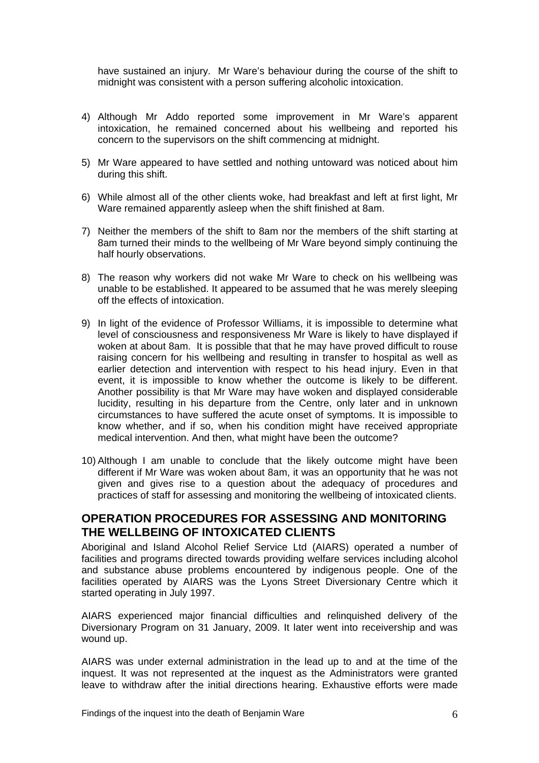have sustained an injury. Mr Ware's behaviour during the course of the shift to midnight was consistent with a person suffering alcoholic intoxication.

4) Although Mr Addo reported some improvement in Mr Ware's apparent intoxication, he remained concerned about his wellbeing and reported his concern to the supervisors on the shift commencing at midnight.

5) Mr Ware appeared to have settled and nothing untoward was noticed about him during this shift.

6) While almost all of the other clients woke, had breakfast and left at first light, Mr Ware remained apparently asleep when the shift finished at 8am.

7) Neither the members of the shift to 8am nor the members of the shift starting at 8am turned their minds to the wellbeing of Mr Ware beyond simply continuing the half hourly observations.

8) The reason why workers did not wake Mr Ware to check on his wellbeing was unable to be established. It appeared to be assumed that he was merely sleeping off the effects of intoxication.

9) In light of the evidence of Professor Williams, it is impossible to determine what level of consciousness and responsiveness Mr Ware is likely to have displayed if woken at about 8am. It is possible that that he may have proved difficult to rouse raising concern for his wellbeing and resulting in transfer to hospital as well as earlier detection and intervention with respect to his head injury. Even in that event, it is impossible to know whether the outcome is likely to be different. Another possibility is that Mr Ware may have woken and displayed considerable lucidity, resulting in his departure from the Centre, only later and in unknown circumstances to have suffered the acute onset of symptoms. It is impossible to know whether, and if so, when his condition might have received appropriate medical intervention. And then, what might have been the outcome?

10) Although I am unable to conclude that the likely outcome might have been different if Mr Ware was woken about 8am, it was an opportunity that he was not given and gives rise to a question about the adequacy of procedures and practices of staff for assessing and monitoring the wellbeing of intoxicated clients.

## OPERATION PROCEDURES FOR ASSESSING AND MONITORING THE WELLBEING OF INTOXICATED CLIENTS

Aboriginal and Island Alcohol Relief Service Ltd (AIARS) operated a number of facilities and programs directed towards providing welfare services including alcohol and substance abuse problems encountered by indigenous people. One of the facilities operated by AIARS was the Lyons Street Diversionary Centre which it started operating in July 1997.

AIARS experienced major financial difficulties and relinquished delivery of the Diversionary Program on 31 January, 2009. It later went into receivership and was wound up.

AIARS was under external administration in the lead up to and at the time of the inquest. It was not represented at the inquest as the Administrators were granted leave to withdraw after the initial directions hearing. Exhaustive efforts were made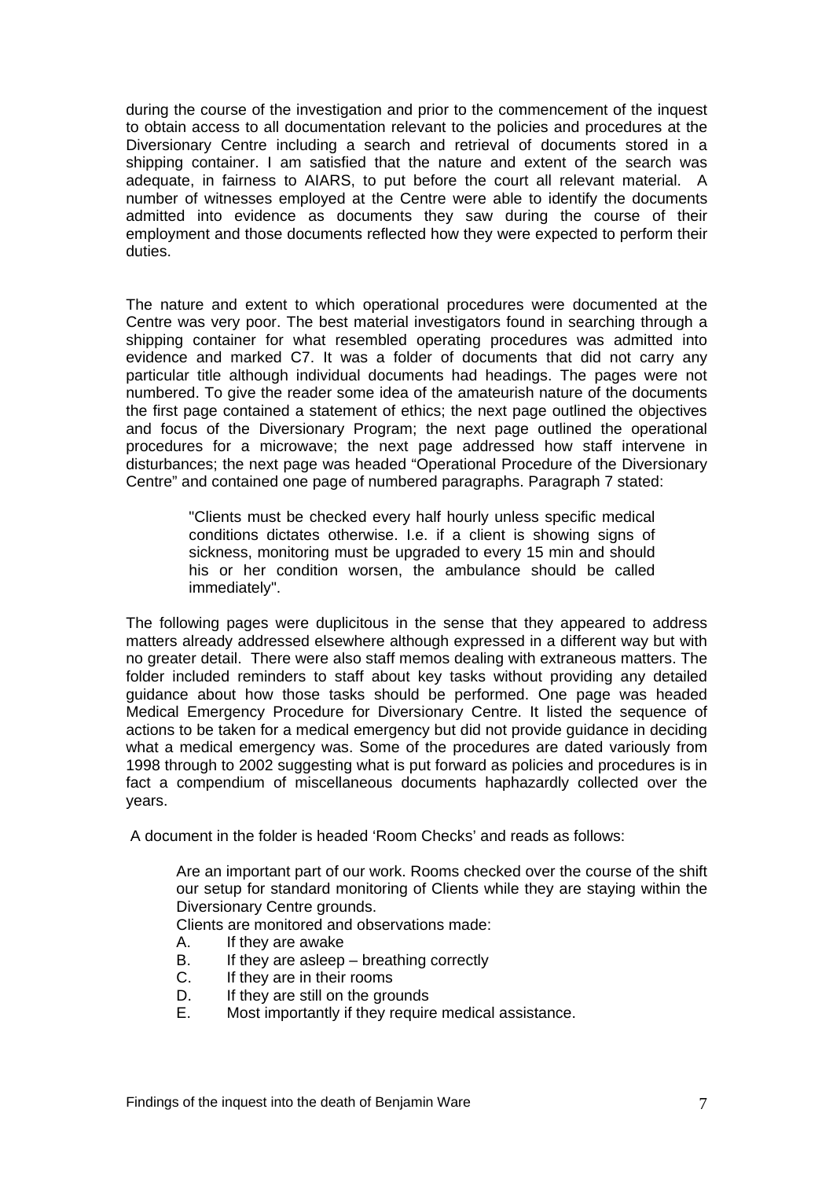during the course of the investigation and prior to the commencement of the inquest to obtain access to all documentation relevant to the policies and procedures at the Diversionary Centre including a search and retrieval of documents stored in a shipping container. I am satisfied that the nature and extent of the search was adequate, in fairness to AIARS, to put before the court all relevant material. A number of witnesses employed at the Centre were able to identify the documents admitted into evidence as documents they saw during the course of their employment and those documents reflected how they were expected to perform their duties.

The nature and extent to which operational procedures were documented at the Centre was very poor. The best material investigators found in searching through a shipping container for what resembled operating procedures was admitted into evidence and marked C7. It was a folder of documents that did not carry any particular title although individual documents had headings. The pages were not numbered. To give the reader some idea of the amateurish nature of the documents the first page contained a statement of ethics; the next page outlined the objectives and focus of the Diversionary Program; the next page outlined the operational procedures for a microwave; the next page addressed how staff intervene in disturbances; the next page was headed "Operational Procedure of the Diversionary Centre" and contained one page of numbered paragraphs. Paragraph 7 stated:

> "Clients must be checked every half hourly unless specific medical conditions dictates otherwise. I.e. if a client is showing signs of sickness, monitoring must be upgraded to every 15 min and should his or her condition worsen, the ambulance should be called immediately".

The following pages were duplicitous in the sense that they appeared to address matters already addressed elsewhere although expressed in a different way but with no greater detail. There were also staff memos dealing with extraneous matters. The folder included reminders to staff about key tasks without providing any detailed guidance about how those tasks should be performed. One page was headed Medical Emergency Procedure for Diversionary Centre. It listed the sequence of actions to be taken for a medical emergency but did not provide guidance in deciding what a medical emergency was. Some of the procedures are dated variously from 1998 through to 2002 suggesting what is put forward as policies and procedures is in fact a compendium of miscellaneous documents haphazardly collected over the years.

A document in the folder is headed 'Room Checks' and reads as follows:

> Are an important part of our work. Rooms checked over the course of the shift our setup for standard monitoring of Clients while they are staying within the Diversionary Centre grounds.
>
> Clients are monitored and observations made:
>
> A. If they are awake
> B. If they are asleep – breathing correctly
> C. If they are in their rooms
> D. If they are still on the grounds
> E. Most importantly if they require medical assistance.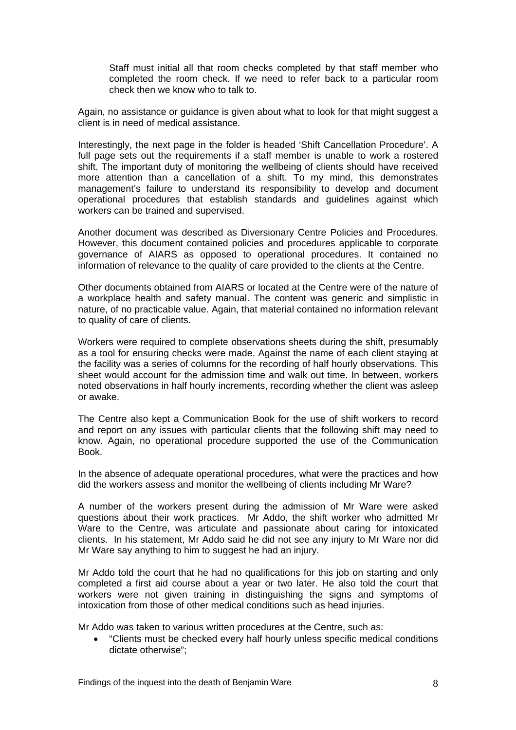> Staff must initial all that room checks completed by that staff member who completed the room check. If we need to refer back to a particular room check then we know who to talk to.

Again, no assistance or guidance is given about what to look for that might suggest a client is in need of medical assistance.

Interestingly, the next page in the folder is headed 'Shift Cancellation Procedure'. A full page sets out the requirements if a staff member is unable to work a rostered shift. The important duty of monitoring the wellbeing of clients should have received more attention than a cancellation of a shift. To my mind, this demonstrates management's failure to understand its responsibility to develop and document operational procedures that establish standards and guidelines against which workers can be trained and supervised.

Another document was described as Diversionary Centre Policies and Procedures. However, this document contained policies and procedures applicable to corporate governance of AIARS as opposed to operational procedures. It contained no information of relevance to the quality of care provided to the clients at the Centre.

Other documents obtained from AIARS or located at the Centre were of the nature of a workplace health and safety manual. The content was generic and simplistic in nature, of no practicable value. Again, that material contained no information relevant to quality of care of clients.

Workers were required to complete observations sheets during the shift, presumably as a tool for ensuring checks were made. Against the name of each client staying at the facility was a series of columns for the recording of half hourly observations. This sheet would account for the admission time and walk out time. In between, workers noted observations in half hourly increments, recording whether the client was asleep or awake.

The Centre also kept a Communication Book for the use of shift workers to record and report on any issues with particular clients that the following shift may need to know. Again, no operational procedure supported the use of the Communication Book.

In the absence of adequate operational procedures, what were the practices and how did the workers assess and monitor the wellbeing of clients including Mr Ware?

A number of the workers present during the admission of Mr Ware were asked questions about their work practices. Mr Addo, the shift worker who admitted Mr Ware to the Centre, was articulate and passionate about caring for intoxicated clients. In his statement, Mr Addo said he did not see any injury to Mr Ware nor did Mr Ware say anything to him to suggest he had an injury.

Mr Addo told the court that he had no qualifications for this job on starting and only completed a first aid course about a year or two later. He also told the court that workers were not given training in distinguishing the signs and symptoms of intoxication from those of other medical conditions such as head injuries.

Mr Addo was taken to various written procedures at the Centre, such as:

- "Clients must be checked every half hourly unless specific medical conditions dictate otherwise";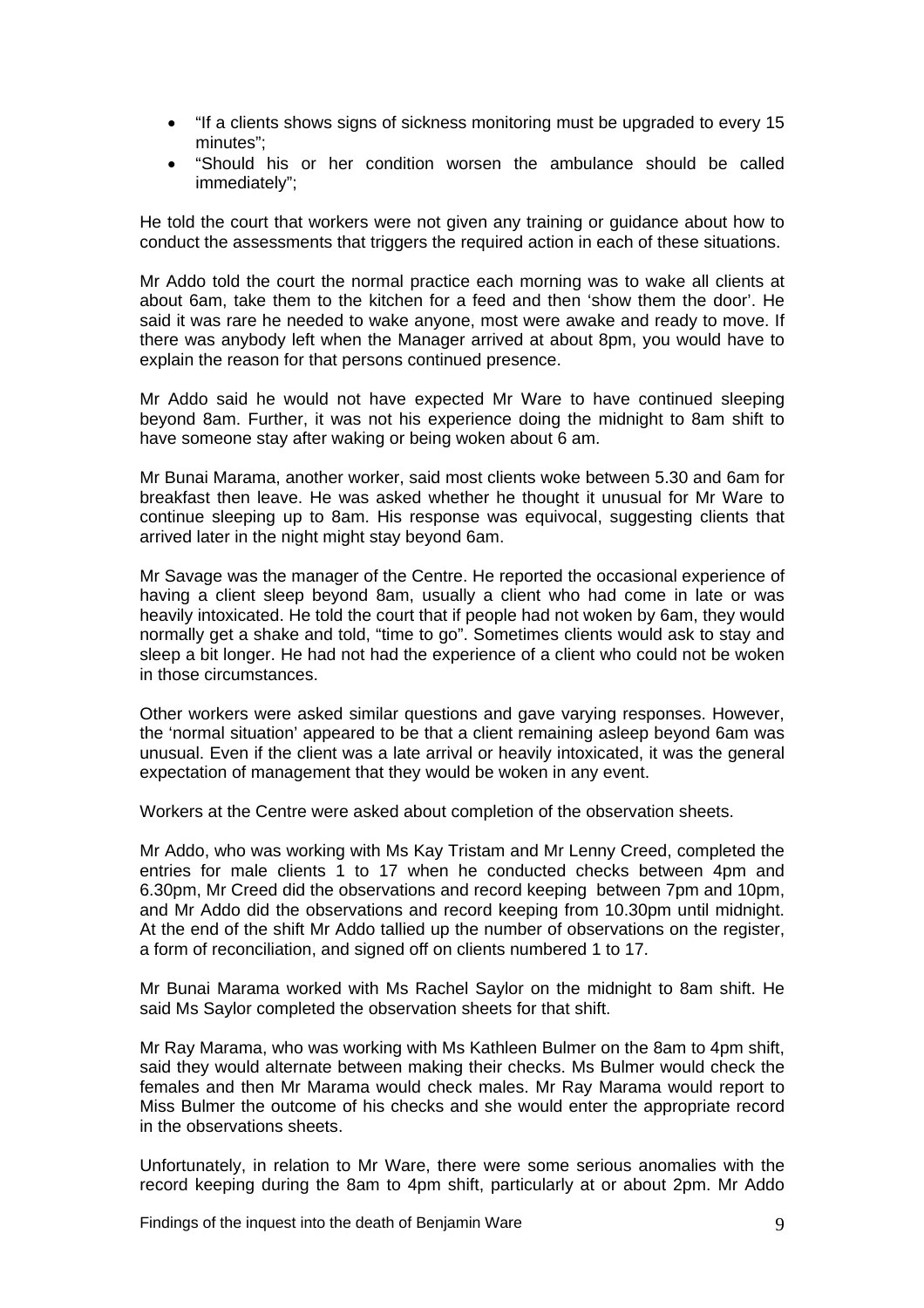- "If a clients shows signs of sickness monitoring must be upgraded to every 15 minutes";
- "Should his or her condition worsen the ambulance should be called immediately";

He told the court that workers were not given any training or guidance about how to conduct the assessments that triggers the required action in each of these situations.

Mr Addo told the court the normal practice each morning was to wake all clients at about 6am, take them to the kitchen for a feed and then 'show them the door'. He said it was rare he needed to wake anyone, most were awake and ready to move. If there was anybody left when the Manager arrived at about 8pm, you would have to explain the reason for that persons continued presence.

Mr Addo said he would not have expected Mr Ware to have continued sleeping beyond 8am. Further, it was not his experience doing the midnight to 8am shift to have someone stay after waking or being woken about 6 am.

Mr Bunai Marama, another worker, said most clients woke between 5.30 and 6am for breakfast then leave. He was asked whether he thought it unusual for Mr Ware to continue sleeping up to 8am. His response was equivocal, suggesting clients that arrived later in the night might stay beyond 6am.

Mr Savage was the manager of the Centre. He reported the occasional experience of having a client sleep beyond 8am, usually a client who had come in late or was heavily intoxicated. He told the court that if people had not woken by 6am, they would normally get a shake and told, "time to go". Sometimes clients would ask to stay and sleep a bit longer. He had not had the experience of a client who could not be woken in those circumstances.

Other workers were asked similar questions and gave varying responses. However, the 'normal situation' appeared to be that a client remaining asleep beyond 6am was unusual. Even if the client was a late arrival or heavily intoxicated, it was the general expectation of management that they would be woken in any event.

Workers at the Centre were asked about completion of the observation sheets.

Mr Addo, who was working with Ms Kay Tristam and Mr Lenny Creed, completed the entries for male clients 1 to 17 when he conducted checks between 4pm and 6.30pm, Mr Creed did the observations and record keeping between 7pm and 10pm, and Mr Addo did the observations and record keeping from 10.30pm until midnight. At the end of the shift Mr Addo tallied up the number of observations on the register, a form of reconciliation, and signed off on clients numbered 1 to 17.

Mr Bunai Marama worked with Ms Rachel Saylor on the midnight to 8am shift. He said Ms Saylor completed the observation sheets for that shift.

Mr Ray Marama, who was working with Ms Kathleen Bulmer on the 8am to 4pm shift, said they would alternate between making their checks. Ms Bulmer would check the females and then Mr Marama would check males. Mr Ray Marama would report to Miss Bulmer the outcome of his checks and she would enter the appropriate record in the observations sheets.

Unfortunately, in relation to Mr Ware, there were some serious anomalies with the record keeping during the 8am to 4pm shift, particularly at or about 2pm. Mr Addo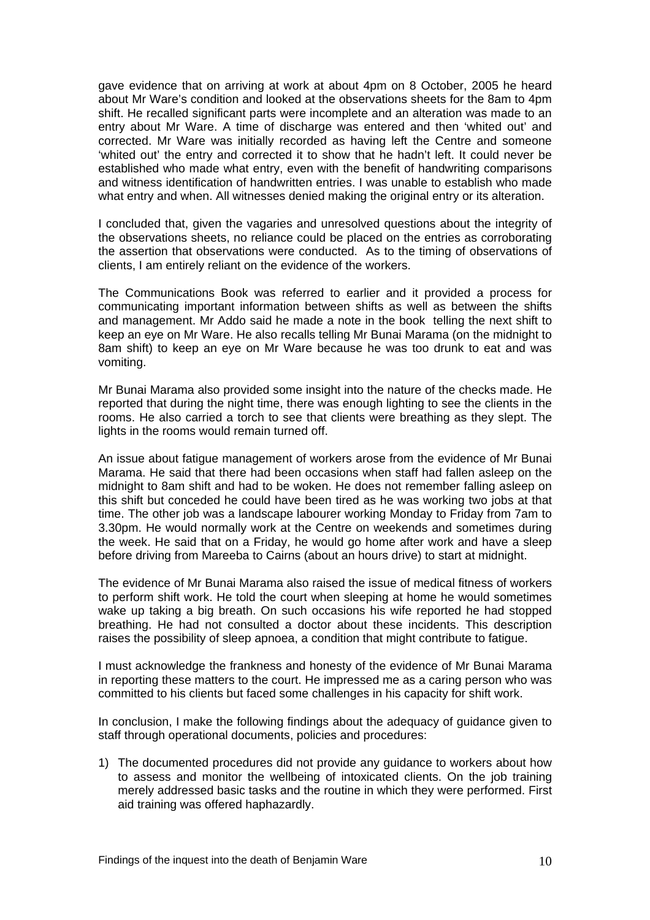gave evidence that on arriving at work at about 4pm on 8 October, 2005 he heard about Mr Ware's condition and looked at the observations sheets for the 8am to 4pm shift. He recalled significant parts were incomplete and an alteration was made to an entry about Mr Ware. A time of discharge was entered and then 'whited out' and corrected. Mr Ware was initially recorded as having left the Centre and someone 'whited out' the entry and corrected it to show that he hadn't left. It could never be established who made what entry, even with the benefit of handwriting comparisons and witness identification of handwritten entries. I was unable to establish who made what entry and when. All witnesses denied making the original entry or its alteration.

I concluded that, given the vagaries and unresolved questions about the integrity of the observations sheets, no reliance could be placed on the entries as corroborating the assertion that observations were conducted. As to the timing of observations of clients, I am entirely reliant on the evidence of the workers.

The Communications Book was referred to earlier and it provided a process for communicating important information between shifts as well as between the shifts and management. Mr Addo said he made a note in the book telling the next shift to keep an eye on Mr Ware. He also recalls telling Mr Bunai Marama (on the midnight to 8am shift) to keep an eye on Mr Ware because he was too drunk to eat and was vomiting.

Mr Bunai Marama also provided some insight into the nature of the checks made. He reported that during the night time, there was enough lighting to see the clients in the rooms. He also carried a torch to see that clients were breathing as they slept. The lights in the rooms would remain turned off.

An issue about fatigue management of workers arose from the evidence of Mr Bunai Marama. He said that there had been occasions when staff had fallen asleep on the midnight to 8am shift and had to be woken. He does not remember falling asleep on this shift but conceded he could have been tired as he was working two jobs at that time. The other job was a landscape labourer working Monday to Friday from 7am to 3.30pm. He would normally work at the Centre on weekends and sometimes during the week. He said that on a Friday, he would go home after work and have a sleep before driving from Mareeba to Cairns (about an hours drive) to start at midnight.

The evidence of Mr Bunai Marama also raised the issue of medical fitness of workers to perform shift work. He told the court when sleeping at home he would sometimes wake up taking a big breath. On such occasions his wife reported he had stopped breathing. He had not consulted a doctor about these incidents. This description raises the possibility of sleep apnoea, a condition that might contribute to fatigue.

I must acknowledge the frankness and honesty of the evidence of Mr Bunai Marama in reporting these matters to the court. He impressed me as a caring person who was committed to his clients but faced some challenges in his capacity for shift work.

In conclusion, I make the following findings about the adequacy of guidance given to staff through operational documents, policies and procedures:

1) The documented procedures did not provide any guidance to workers about how to assess and monitor the wellbeing of intoxicated clients. On the job training merely addressed basic tasks and the routine in which they were performed. First aid training was offered haphazardly.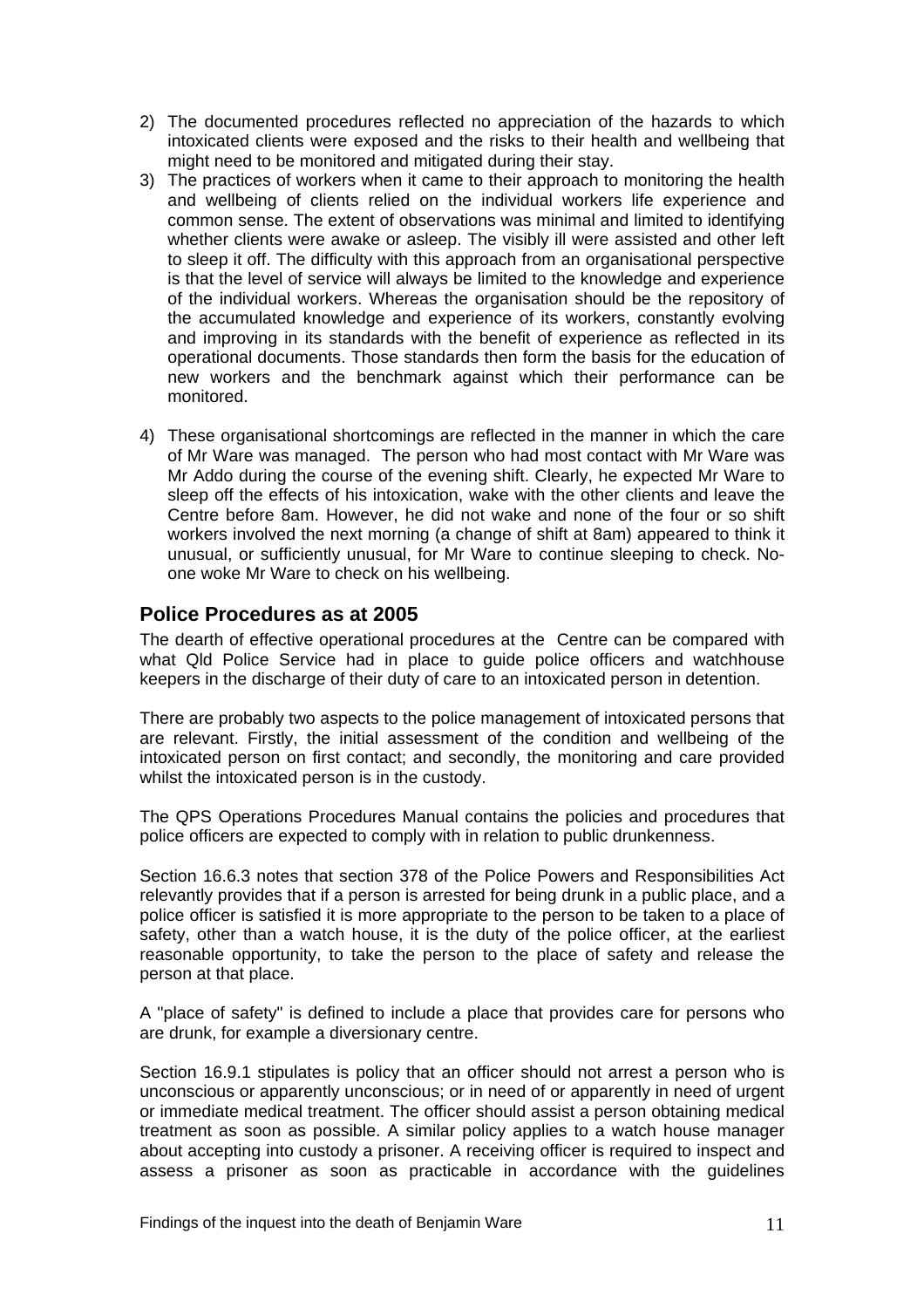2) The documented procedures reflected no appreciation of the hazards to which intoxicated clients were exposed and the risks to their health and wellbeing that might need to be monitored and mitigated during their stay.
3) The practices of workers when it came to their approach to monitoring the health and wellbeing of clients relied on the individual workers life experience and common sense. The extent of observations was minimal and limited to identifying whether clients were awake or asleep. The visibly ill were assisted and other left to sleep it off. The difficulty with this approach from an organisational perspective is that the level of service will always be limited to the knowledge and experience of the individual workers. Whereas the organisation should be the repository of the accumulated knowledge and experience of its workers, constantly evolving and improving in its standards with the benefit of experience as reflected in its operational documents. Those standards then form the basis for the education of new workers and the benchmark against which their performance can be monitored.

4) These organisational shortcomings are reflected in the manner in which the care of Mr Ware was managed. The person who had most contact with Mr Ware was Mr Addo during the course of the evening shift. Clearly, he expected Mr Ware to sleep off the effects of his intoxication, wake with the other clients and leave the Centre before 8am. However, he did not wake and none of the four or so shift workers involved the next morning (a change of shift at 8am) appeared to think it unusual, or sufficiently unusual, for Mr Ware to continue sleeping to check. No-one woke Mr Ware to check on his wellbeing.

## Police Procedures as at 2005

The dearth of effective operational procedures at the Centre can be compared with what Qld Police Service had in place to guide police officers and watchhouse keepers in the discharge of their duty of care to an intoxicated person in detention.

There are probably two aspects to the police management of intoxicated persons that are relevant. Firstly, the initial assessment of the condition and wellbeing of the intoxicated person on first contact; and secondly, the monitoring and care provided whilst the intoxicated person is in the custody.

The QPS Operations Procedures Manual contains the policies and procedures that police officers are expected to comply with in relation to public drunkenness.

Section 16.6.3 notes that section 378 of the Police Powers and Responsibilities Act relevantly provides that if a person is arrested for being drunk in a public place, and a police officer is satisfied it is more appropriate to the person to be taken to a place of safety, other than a watch house, it is the duty of the police officer, at the earliest reasonable opportunity, to take the person to the place of safety and release the person at that place.

A "place of safety" is defined to include a place that provides care for persons who are drunk, for example a diversionary centre.

Section 16.9.1 stipulates is policy that an officer should not arrest a person who is unconscious or apparently unconscious; or in need of or apparently in need of urgent or immediate medical treatment. The officer should assist a person obtaining medical treatment as soon as possible. A similar policy applies to a watch house manager about accepting into custody a prisoner. A receiving officer is required to inspect and assess a prisoner as soon as practicable in accordance with the guidelines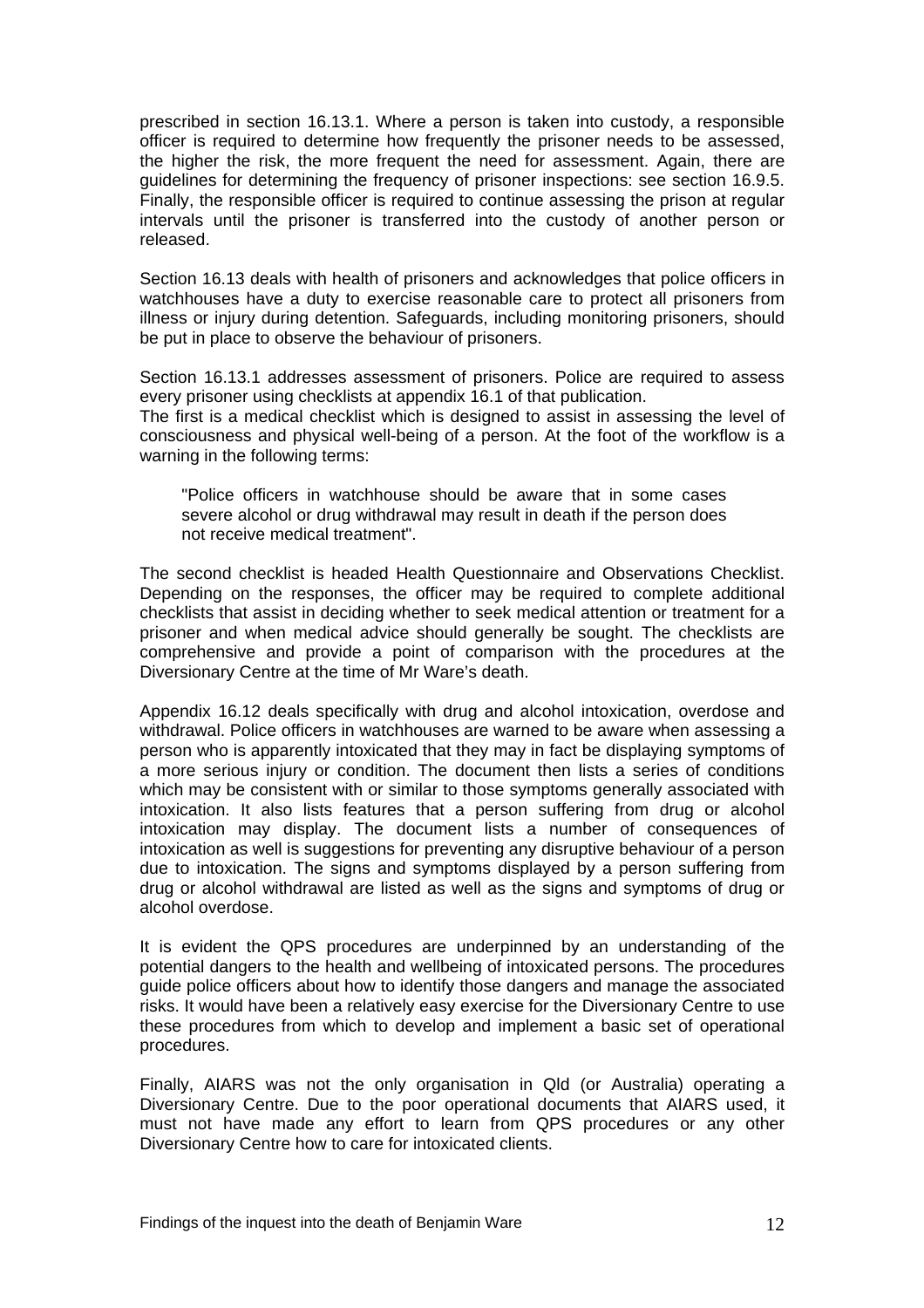prescribed in section 16.13.1. Where a person is taken into custody, a responsible officer is required to determine how frequently the prisoner needs to be assessed, the higher the risk, the more frequent the need for assessment. Again, there are guidelines for determining the frequency of prisoner inspections: see section 16.9.5. Finally, the responsible officer is required to continue assessing the prison at regular intervals until the prisoner is transferred into the custody of another person or released.

Section 16.13 deals with health of prisoners and acknowledges that police officers in watchhouses have a duty to exercise reasonable care to protect all prisoners from illness or injury during detention. Safeguards, including monitoring prisoners, should be put in place to observe the behaviour of prisoners.

Section 16.13.1 addresses assessment of prisoners. Police are required to assess every prisoner using checklists at appendix 16.1 of that publication.
The first is a medical checklist which is designed to assist in assessing the level of consciousness and physical well-being of a person. At the foot of the workflow is a warning in the following terms:

> "Police officers in watchhouse should be aware that in some cases severe alcohol or drug withdrawal may result in death if the person does not receive medical treatment".

The second checklist is headed Health Questionnaire and Observations Checklist. Depending on the responses, the officer may be required to complete additional checklists that assist in deciding whether to seek medical attention or treatment for a prisoner and when medical advice should generally be sought. The checklists are comprehensive and provide a point of comparison with the procedures at the Diversionary Centre at the time of Mr Ware's death.

Appendix 16.12 deals specifically with drug and alcohol intoxication, overdose and withdrawal. Police officers in watchhouses are warned to be aware when assessing a person who is apparently intoxicated that they may in fact be displaying symptoms of a more serious injury or condition. The document then lists a series of conditions which may be consistent with or similar to those symptoms generally associated with intoxication. It also lists features that a person suffering from drug or alcohol intoxication may display. The document lists a number of consequences of intoxication as well is suggestions for preventing any disruptive behaviour of a person due to intoxication. The signs and symptoms displayed by a person suffering from drug or alcohol withdrawal are listed as well as the signs and symptoms of drug or alcohol overdose.

It is evident the QPS procedures are underpinned by an understanding of the potential dangers to the health and wellbeing of intoxicated persons. The procedures guide police officers about how to identify those dangers and manage the associated risks. It would have been a relatively easy exercise for the Diversionary Centre to use these procedures from which to develop and implement a basic set of operational procedures.

Finally, AIARS was not the only organisation in Qld (or Australia) operating a Diversionary Centre. Due to the poor operational documents that AIARS used, it must not have made any effort to learn from QPS procedures or any other Diversionary Centre how to care for intoxicated clients.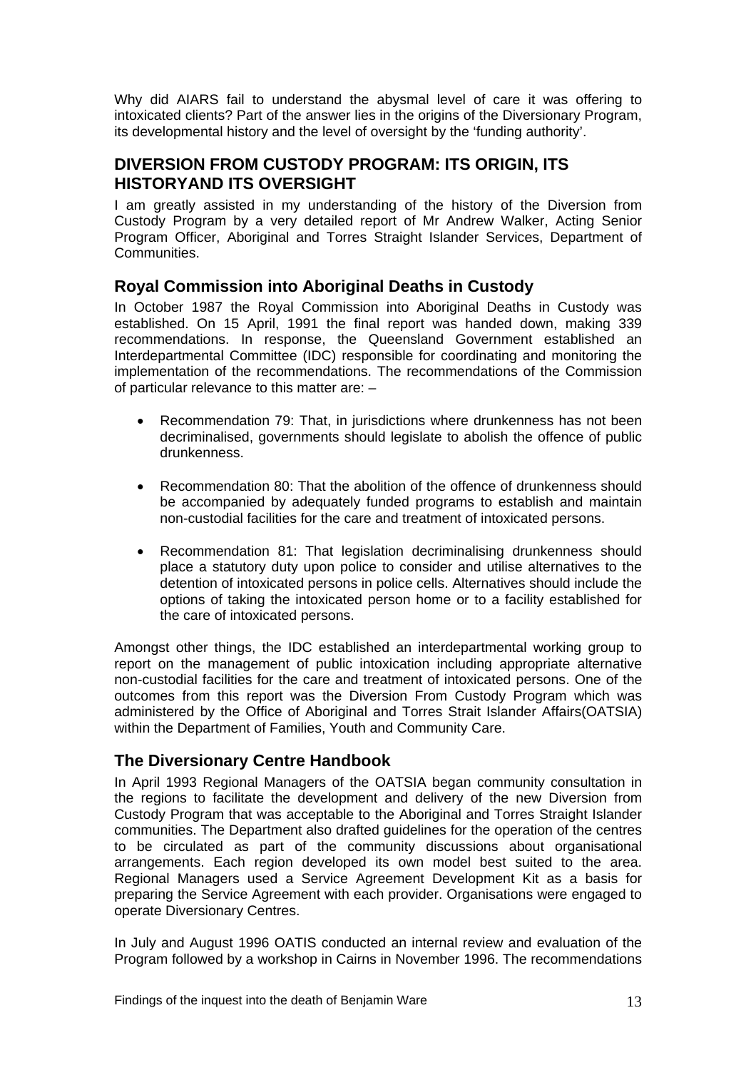Why did AIARS fail to understand the abysmal level of care it was offering to intoxicated clients? Part of the answer lies in the origins of the Diversionary Program, its developmental history and the level of oversight by the 'funding authority'.

## DIVERSION FROM CUSTODY PROGRAM: ITS ORIGIN, ITS HISTORYAND ITS OVERSIGHT

I am greatly assisted in my understanding of the history of the Diversion from Custody Program by a very detailed report of Mr Andrew Walker, Acting Senior Program Officer, Aboriginal and Torres Straight Islander Services, Department of Communities.

### Royal Commission into Aboriginal Deaths in Custody

In October 1987 the Royal Commission into Aboriginal Deaths in Custody was established. On 15 April, 1991 the final report was handed down, making 339 recommendations. In response, the Queensland Government established an Interdepartmental Committee (IDC) responsible for coordinating and monitoring the implementation of the recommendations. The recommendations of the Commission of particular relevance to this matter are: –

- Recommendation 79: That, in jurisdictions where drunkenness has not been decriminalised, governments should legislate to abolish the offence of public drunkenness.
- Recommendation 80: That the abolition of the offence of drunkenness should be accompanied by adequately funded programs to establish and maintain non-custodial facilities for the care and treatment of intoxicated persons.
- Recommendation 81: That legislation decriminalising drunkenness should place a statutory duty upon police to consider and utilise alternatives to the detention of intoxicated persons in police cells. Alternatives should include the options of taking the intoxicated person home or to a facility established for the care of intoxicated persons.

Amongst other things, the IDC established an interdepartmental working group to report on the management of public intoxication including appropriate alternative non-custodial facilities for the care and treatment of intoxicated persons. One of the outcomes from this report was the Diversion From Custody Program which was administered by the Office of Aboriginal and Torres Strait Islander Affairs(OATSIA) within the Department of Families, Youth and Community Care.

### The Diversionary Centre Handbook

In April 1993 Regional Managers of the OATSIA began community consultation in the regions to facilitate the development and delivery of the new Diversion from Custody Program that was acceptable to the Aboriginal and Torres Straight Islander communities. The Department also drafted guidelines for the operation of the centres to be circulated as part of the community discussions about organisational arrangements. Each region developed its own model best suited to the area. Regional Managers used a Service Agreement Development Kit as a basis for preparing the Service Agreement with each provider. Organisations were engaged to operate Diversionary Centres.

In July and August 1996 OATIS conducted an internal review and evaluation of the Program followed by a workshop in Cairns in November 1996. The recommendations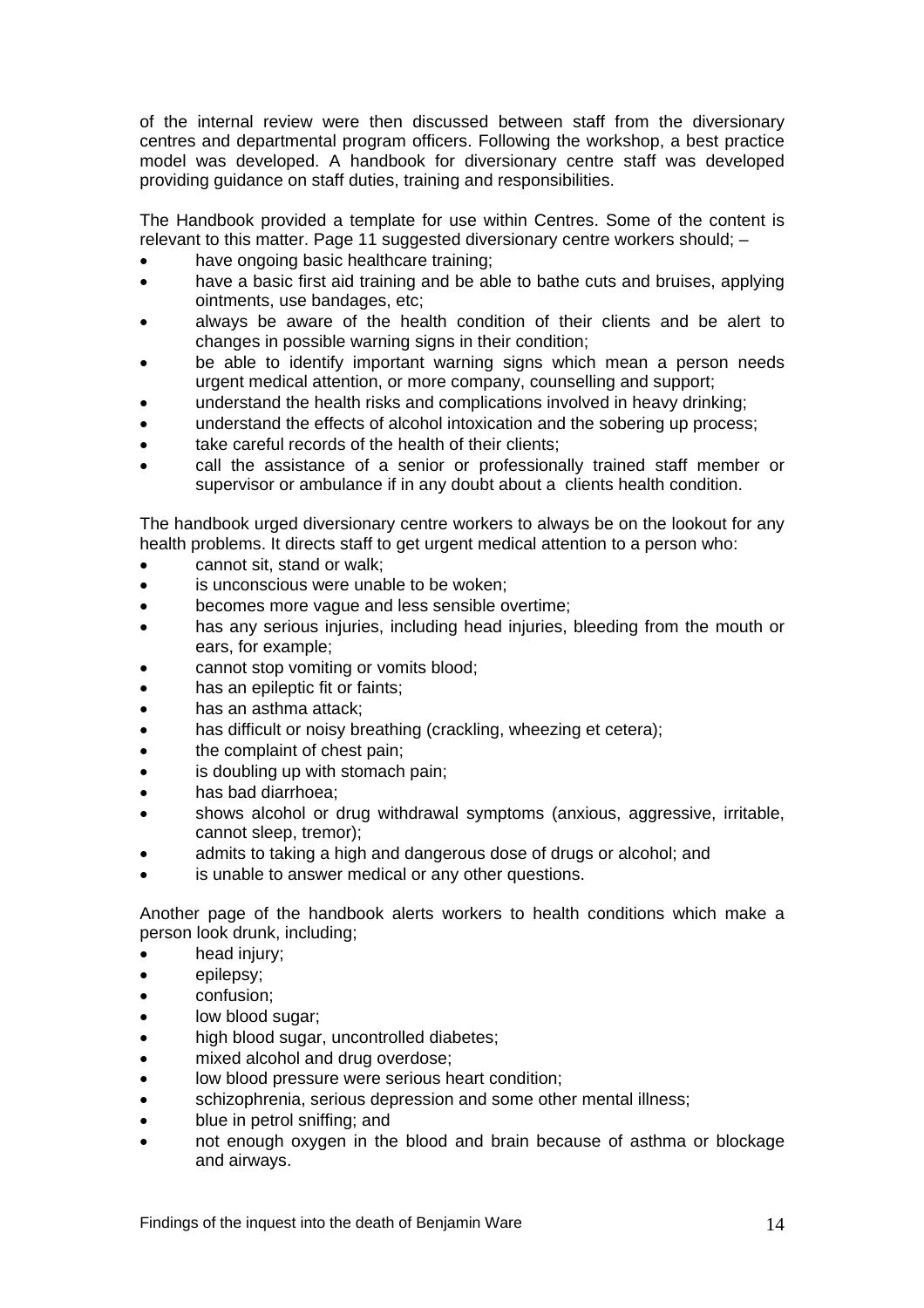of the internal review were then discussed between staff from the diversionary centres and departmental program officers. Following the workshop, a best practice model was developed. A handbook for diversionary centre staff was developed providing guidance on staff duties, training and responsibilities.

The Handbook provided a template for use within Centres. Some of the content is relevant to this matter. Page 11 suggested diversionary centre workers should; –

- have ongoing basic healthcare training;
- have a basic first aid training and be able to bathe cuts and bruises, applying ointments, use bandages, etc;
- always be aware of the health condition of their clients and be alert to changes in possible warning signs in their condition;
- be able to identify important warning signs which mean a person needs urgent medical attention, or more company, counselling and support;
- understand the health risks and complications involved in heavy drinking;
- understand the effects of alcohol intoxication and the sobering up process;
- take careful records of the health of their clients;
- call the assistance of a senior or professionally trained staff member or supervisor or ambulance if in any doubt about a clients health condition.

The handbook urged diversionary centre workers to always be on the lookout for any health problems. It directs staff to get urgent medical attention to a person who:

- cannot sit, stand or walk;
- is unconscious were unable to be woken;
- becomes more vague and less sensible overtime;
- has any serious injuries, including head injuries, bleeding from the mouth or ears, for example;
- cannot stop vomiting or vomits blood;
- has an epileptic fit or faints;
- has an asthma attack;
- has difficult or noisy breathing (crackling, wheezing et cetera);
- the complaint of chest pain;
- is doubling up with stomach pain;
- has bad diarrhoea;
- shows alcohol or drug withdrawal symptoms (anxious, aggressive, irritable, cannot sleep, tremor);
- admits to taking a high and dangerous dose of drugs or alcohol; and
- is unable to answer medical or any other questions.

Another page of the handbook alerts workers to health conditions which make a person look drunk, including;

- head injury;
- epilepsy;
- confusion;
- low blood sugar;
- high blood sugar, uncontrolled diabetes;
- mixed alcohol and drug overdose;
- low blood pressure were serious heart condition;
- schizophrenia, serious depression and some other mental illness;
- blue in petrol sniffing; and
- not enough oxygen in the blood and brain because of asthma or blockage and airways.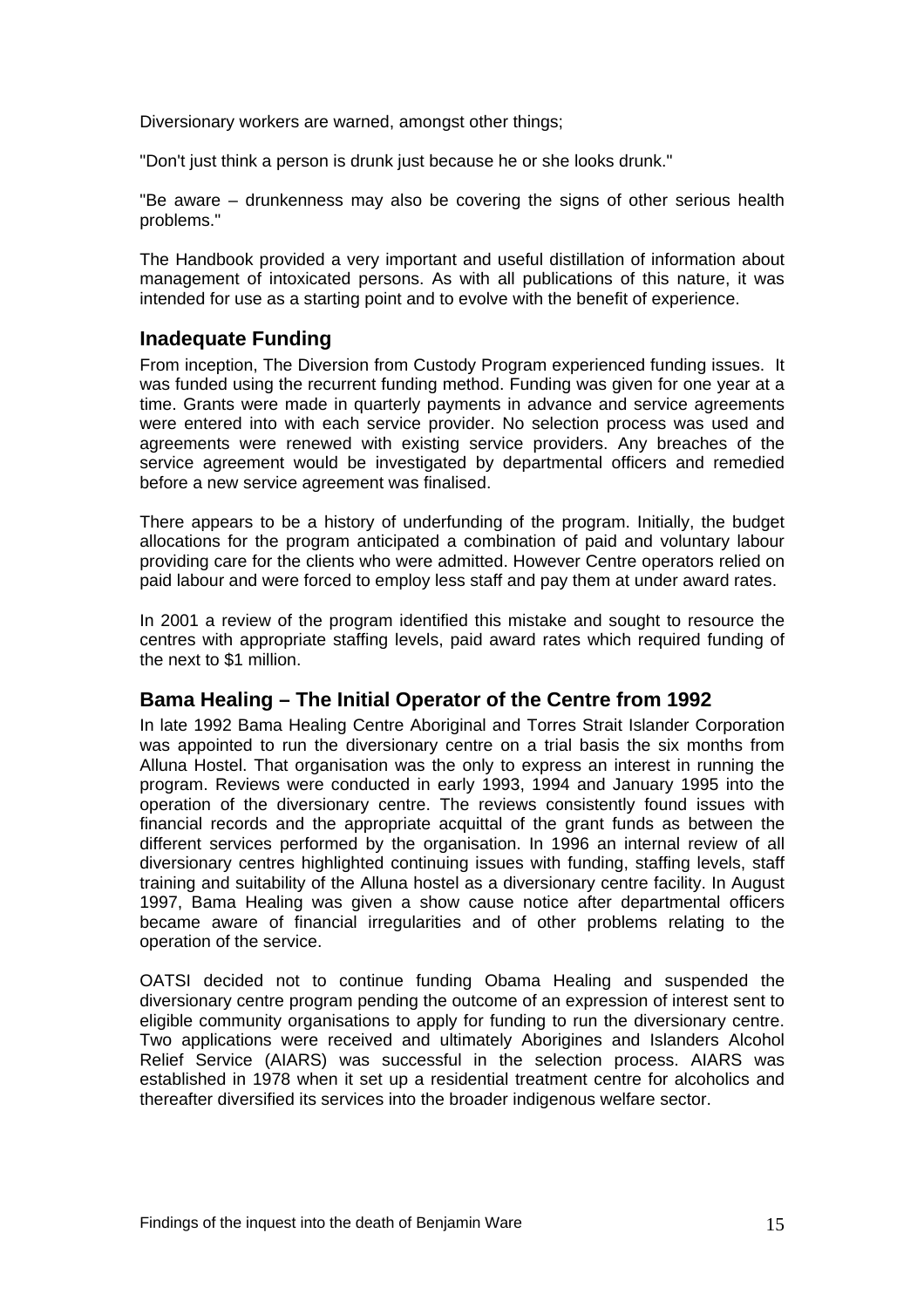Diversionary workers are warned, amongst other things;

"Don't just think a person is drunk just because he or she looks drunk."

"Be aware – drunkenness may also be covering the signs of other serious health problems."

The Handbook provided a very important and useful distillation of information about management of intoxicated persons. As with all publications of this nature, it was intended for use as a starting point and to evolve with the benefit of experience.

## Inadequate Funding

From inception, The Diversion from Custody Program experienced funding issues. It was funded using the recurrent funding method. Funding was given for one year at a time. Grants were made in quarterly payments in advance and service agreements were entered into with each service provider. No selection process was used and agreements were renewed with existing service providers. Any breaches of the service agreement would be investigated by departmental officers and remedied before a new service agreement was finalised.

There appears to be a history of underfunding of the program. Initially, the budget allocations for the program anticipated a combination of paid and voluntary labour providing care for the clients who were admitted. However Centre operators relied on paid labour and were forced to employ less staff and pay them at under award rates.

In 2001 a review of the program identified this mistake and sought to resource the centres with appropriate staffing levels, paid award rates which required funding of the next to $1 million.

## Bama Healing – The Initial Operator of the Centre from 1992

In late 1992 Bama Healing Centre Aboriginal and Torres Strait Islander Corporation was appointed to run the diversionary centre on a trial basis the six months from Alluna Hostel. That organisation was the only to express an interest in running the program. Reviews were conducted in early 1993, 1994 and January 1995 into the operation of the diversionary centre. The reviews consistently found issues with financial records and the appropriate acquittal of the grant funds as between the different services performed by the organisation. In 1996 an internal review of all diversionary centres highlighted continuing issues with funding, staffing levels, staff training and suitability of the Alluna hostel as a diversionary centre facility. In August 1997, Bama Healing was given a show cause notice after departmental officers became aware of financial irregularities and of other problems relating to the operation of the service.

OATSI decided not to continue funding Obama Healing and suspended the diversionary centre program pending the outcome of an expression of interest sent to eligible community organisations to apply for funding to run the diversionary centre. Two applications were received and ultimately Aborigines and Islanders Alcohol Relief Service (AIARS) was successful in the selection process. AIARS was established in 1978 when it set up a residential treatment centre for alcoholics and thereafter diversified its services into the broader indigenous welfare sector.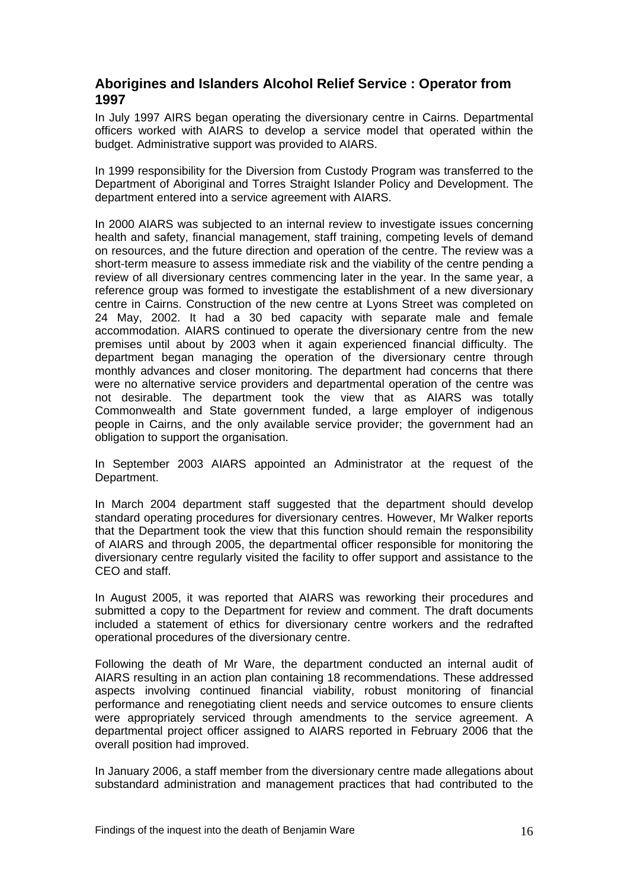## Aborigines and Islanders Alcohol Relief Service : Operator from 1997

In July 1997 AIRS began operating the diversionary centre in Cairns. Departmental officers worked with AIARS to develop a service model that operated within the budget. Administrative support was provided to AIARS.

In 1999 responsibility for the Diversion from Custody Program was transferred to the Department of Aboriginal and Torres Straight Islander Policy and Development. The department entered into a service agreement with AIARS.

In 2000 AIARS was subjected to an internal review to investigate issues concerning health and safety, financial management, staff training, competing levels of demand on resources, and the future direction and operation of the centre. The review was a short-term measure to assess immediate risk and the viability of the centre pending a review of all diversionary centres commencing later in the year. In the same year, a reference group was formed to investigate the establishment of a new diversionary centre in Cairns. Construction of the new centre at Lyons Street was completed on 24 May, 2002. It had a 30 bed capacity with separate male and female accommodation. AIARS continued to operate the diversionary centre from the new premises until about by 2003 when it again experienced financial difficulty. The department began managing the operation of the diversionary centre through monthly advances and closer monitoring. The department had concerns that there were no alternative service providers and departmental operation of the centre was not desirable. The department took the view that as AIARS was totally Commonwealth and State government funded, a large employer of indigenous people in Cairns, and the only available service provider; the government had an obligation to support the organisation.

In September 2003 AIARS appointed an Administrator at the request of the Department.

In March 2004 department staff suggested that the department should develop standard operating procedures for diversionary centres. However, Mr Walker reports that the Department took the view that this function should remain the responsibility of AIARS and through 2005, the departmental officer responsible for monitoring the diversionary centre regularly visited the facility to offer support and assistance to the CEO and staff.

In August 2005, it was reported that AIARS was reworking their procedures and submitted a copy to the Department for review and comment. The draft documents included a statement of ethics for diversionary centre workers and the redrafted operational procedures of the diversionary centre.

Following the death of Mr Ware, the department conducted an internal audit of AIARS resulting in an action plan containing 18 recommendations. These addressed aspects involving continued financial viability, robust monitoring of financial performance and renegotiating client needs and service outcomes to ensure clients were appropriately serviced through amendments to the service agreement. A departmental project officer assigned to AIARS reported in February 2006 that the overall position had improved.

In January 2006, a staff member from the diversionary centre made allegations about substandard administration and management practices that had contributed to the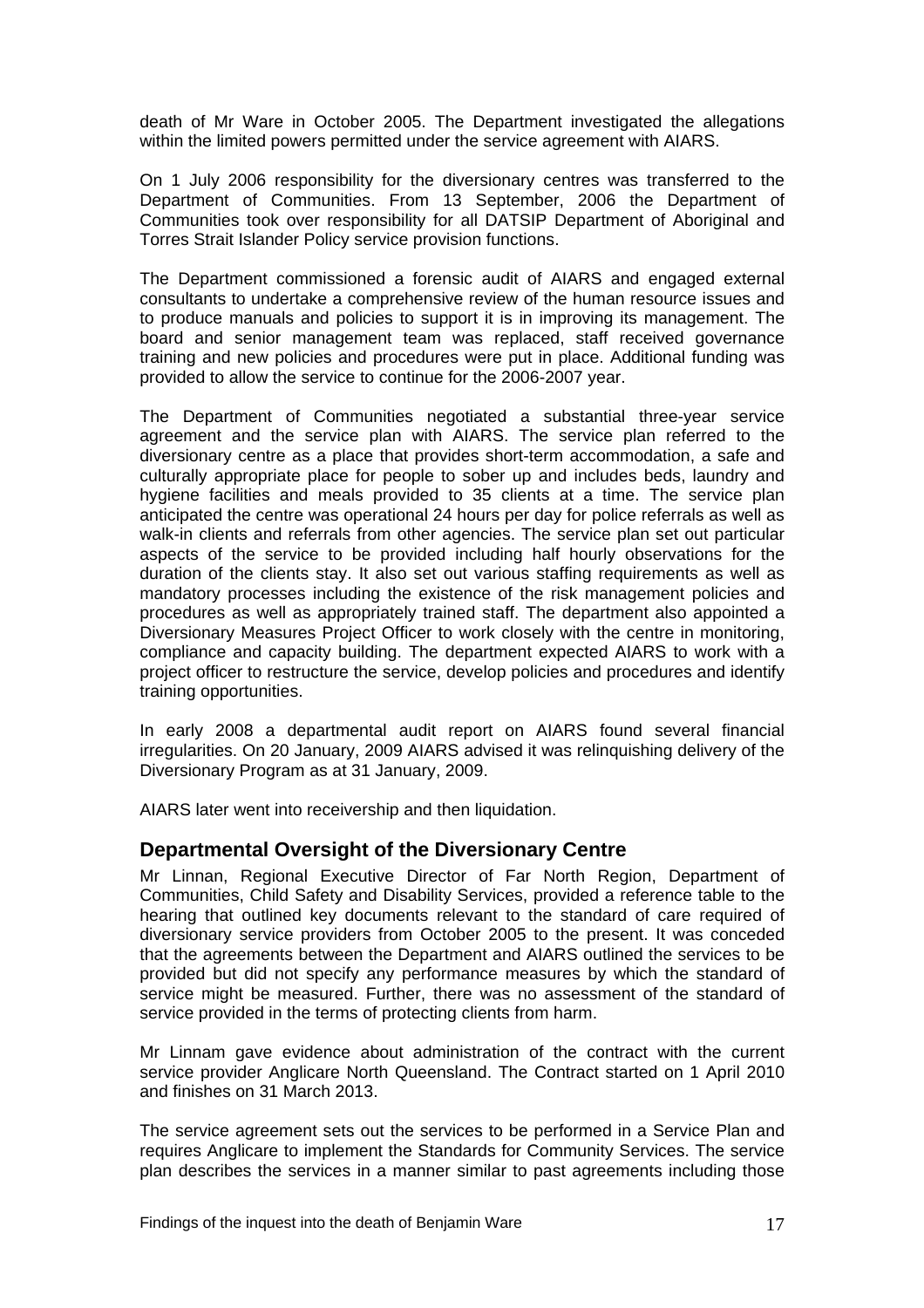death of Mr Ware in October 2005. The Department investigated the allegations within the limited powers permitted under the service agreement with AIARS.

On 1 July 2006 responsibility for the diversionary centres was transferred to the Department of Communities. From 13 September, 2006 the Department of Communities took over responsibility for all DATSIP Department of Aboriginal and Torres Strait Islander Policy service provision functions.

The Department commissioned a forensic audit of AIARS and engaged external consultants to undertake a comprehensive review of the human resource issues and to produce manuals and policies to support it is in improving its management. The board and senior management team was replaced, staff received governance training and new policies and procedures were put in place. Additional funding was provided to allow the service to continue for the 2006-2007 year.

The Department of Communities negotiated a substantial three-year service agreement and the service plan with AIARS. The service plan referred to the diversionary centre as a place that provides short-term accommodation, a safe and culturally appropriate place for people to sober up and includes beds, laundry and hygiene facilities and meals provided to 35 clients at a time. The service plan anticipated the centre was operational 24 hours per day for police referrals as well as walk-in clients and referrals from other agencies. The service plan set out particular aspects of the service to be provided including half hourly observations for the duration of the clients stay. It also set out various staffing requirements as well as mandatory processes including the existence of the risk management policies and procedures as well as appropriately trained staff. The department also appointed a Diversionary Measures Project Officer to work closely with the centre in monitoring, compliance and capacity building. The department expected AIARS to work with a project officer to restructure the service, develop policies and procedures and identify training opportunities.

In early 2008 a departmental audit report on AIARS found several financial irregularities. On 20 January, 2009 AIARS advised it was relinquishing delivery of the Diversionary Program as at 31 January, 2009.

AIARS later went into receivership and then liquidation.

## Departmental Oversight of the Diversionary Centre

Mr Linnan, Regional Executive Director of Far North Region, Department of Communities, Child Safety and Disability Services, provided a reference table to the hearing that outlined key documents relevant to the standard of care required of diversionary service providers from October 2005 to the present. It was conceded that the agreements between the Department and AIARS outlined the services to be provided but did not specify any performance measures by which the standard of service might be measured. Further, there was no assessment of the standard of service provided in the terms of protecting clients from harm.

Mr Linnam gave evidence about administration of the contract with the current service provider Anglicare North Queensland. The Contract started on 1 April 2010 and finishes on 31 March 2013.

The service agreement sets out the services to be performed in a Service Plan and requires Anglicare to implement the Standards for Community Services. The service plan describes the services in a manner similar to past agreements including those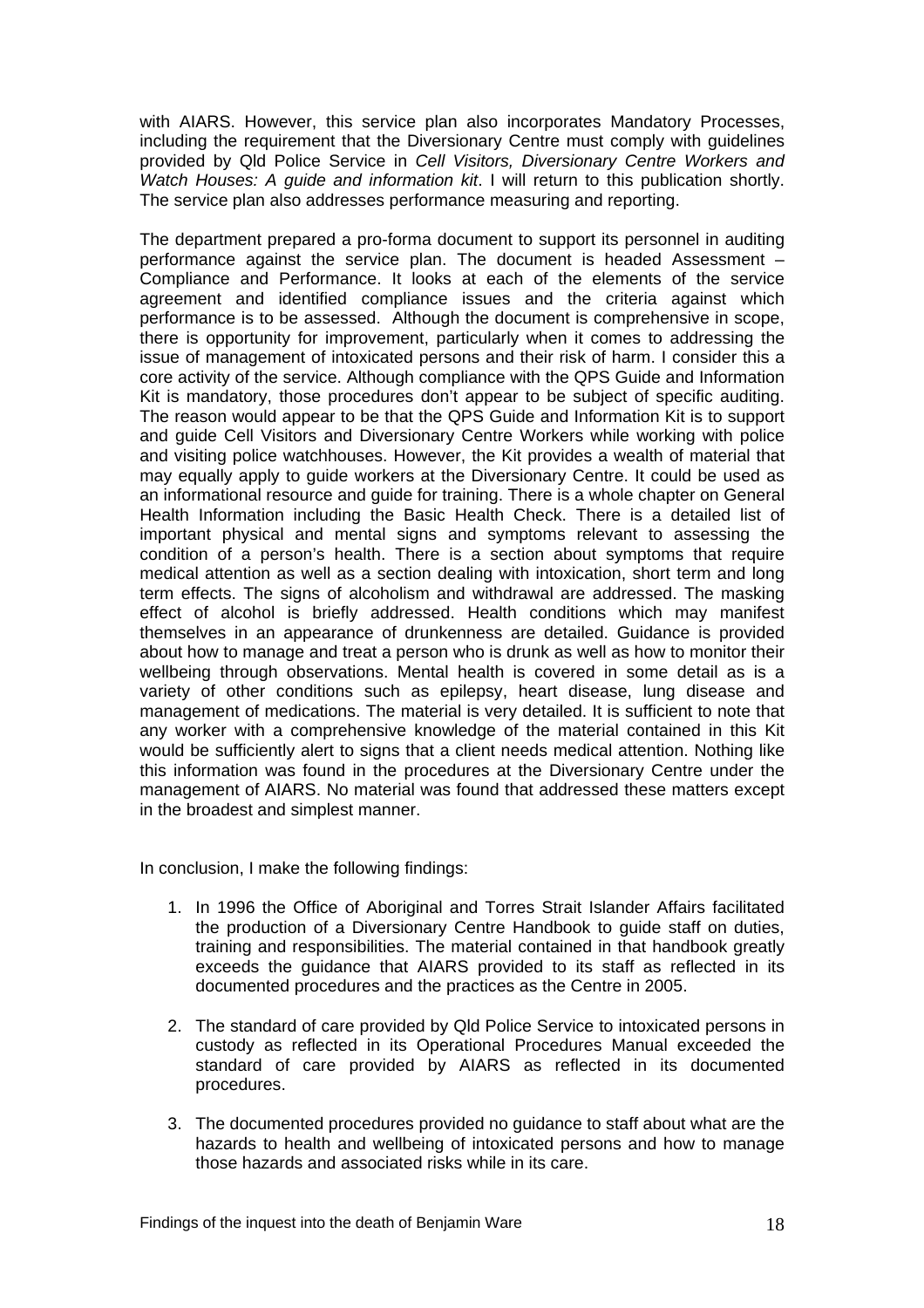with AIARS. However, this service plan also incorporates Mandatory Processes, including the requirement that the Diversionary Centre must comply with guidelines provided by Qld Police Service in *Cell Visitors, Diversionary Centre Workers and Watch Houses: A guide and information kit*. I will return to this publication shortly. The service plan also addresses performance measuring and reporting.

The department prepared a pro-forma document to support its personnel in auditing performance against the service plan. The document is headed Assessment – Compliance and Performance. It looks at each of the elements of the service agreement and identified compliance issues and the criteria against which performance is to be assessed. Although the document is comprehensive in scope, there is opportunity for improvement, particularly when it comes to addressing the issue of management of intoxicated persons and their risk of harm. I consider this a core activity of the service. Although compliance with the QPS Guide and Information Kit is mandatory, those procedures don't appear to be subject of specific auditing. The reason would appear to be that the QPS Guide and Information Kit is to support and guide Cell Visitors and Diversionary Centre Workers while working with police and visiting police watchhouses. However, the Kit provides a wealth of material that may equally apply to guide workers at the Diversionary Centre. It could be used as an informational resource and guide for training. There is a whole chapter on General Health Information including the Basic Health Check. There is a detailed list of important physical and mental signs and symptoms relevant to assessing the condition of a person's health. There is a section about symptoms that require medical attention as well as a section dealing with intoxication, short term and long term effects. The signs of alcoholism and withdrawal are addressed. The masking effect of alcohol is briefly addressed. Health conditions which may manifest themselves in an appearance of drunkenness are detailed. Guidance is provided about how to manage and treat a person who is drunk as well as how to monitor their wellbeing through observations. Mental health is covered in some detail as is a variety of other conditions such as epilepsy, heart disease, lung disease and management of medications. The material is very detailed. It is sufficient to note that any worker with a comprehensive knowledge of the material contained in this Kit would be sufficiently alert to signs that a client needs medical attention. Nothing like this information was found in the procedures at the Diversionary Centre under the management of AIARS. No material was found that addressed these matters except in the broadest and simplest manner.

In conclusion, I make the following findings:

1. In 1996 the Office of Aboriginal and Torres Strait Islander Affairs facilitated the production of a Diversionary Centre Handbook to guide staff on duties, training and responsibilities. The material contained in that handbook greatly exceeds the guidance that AIARS provided to its staff as reflected in its documented procedures and the practices as the Centre in 2005.

2. The standard of care provided by Qld Police Service to intoxicated persons in custody as reflected in its Operational Procedures Manual exceeded the standard of care provided by AIARS as reflected in its documented procedures.

3. The documented procedures provided no guidance to staff about what are the hazards to health and wellbeing of intoxicated persons and how to manage those hazards and associated risks while in its care.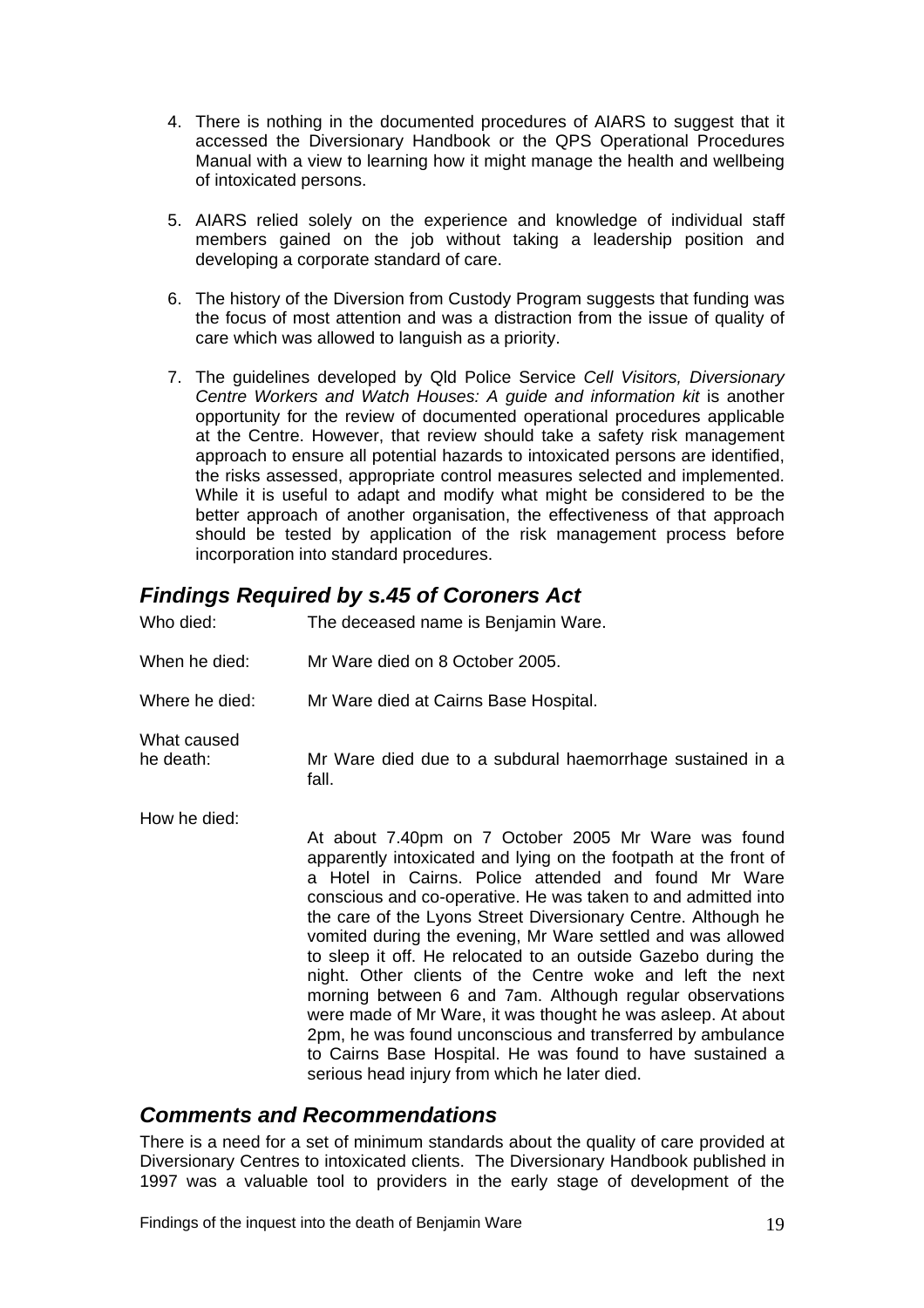4. There is nothing in the documented procedures of AIARS to suggest that it accessed the Diversionary Handbook or the QPS Operational Procedures Manual with a view to learning how it might manage the health and wellbeing of intoxicated persons.

5. AIARS relied solely on the experience and knowledge of individual staff members gained on the job without taking a leadership position and developing a corporate standard of care.

6. The history of the Diversion from Custody Program suggests that funding was the focus of most attention and was a distraction from the issue of quality of care which was allowed to languish as a priority.

7. The guidelines developed by Qld Police Service *Cell Visitors, Diversionary Centre Workers and Watch Houses: A guide and information kit* is another opportunity for the review of documented operational procedures applicable at the Centre. However, that review should take a safety risk management approach to ensure all potential hazards to intoxicated persons are identified, the risks assessed, appropriate control measures selected and implemented. While it is useful to adapt and modify what might be considered to be the better approach of another organisation, the effectiveness of that approach should be tested by application of the risk management process before incorporation into standard procedures.

## *Findings Required by s.45 of Coroners Act*

Who died: The deceased name is Benjamin Ware.

When he died: Mr Ware died on 8 October 2005.

Where he died: Mr Ware died at Cairns Base Hospital.

What caused he death: Mr Ware died due to a subdural haemorrhage sustained in a fall.

How he died: At about 7.40pm on 7 October 2005 Mr Ware was found apparently intoxicated and lying on the footpath at the front of a Hotel in Cairns. Police attended and found Mr Ware conscious and co-operative. He was taken to and admitted into the care of the Lyons Street Diversionary Centre. Although he vomited during the evening, Mr Ware settled and was allowed to sleep it off. He relocated to an outside Gazebo during the night. Other clients of the Centre woke and left the next morning between 6 and 7am. Although regular observations were made of Mr Ware, it was thought he was asleep. At about 2pm, he was found unconscious and transferred by ambulance to Cairns Base Hospital. He was found to have sustained a serious head injury from which he later died.

## *Comments and Recommendations*

There is a need for a set of minimum standards about the quality of care provided at Diversionary Centres to intoxicated clients. The Diversionary Handbook published in 1997 was a valuable tool to providers in the early stage of development of the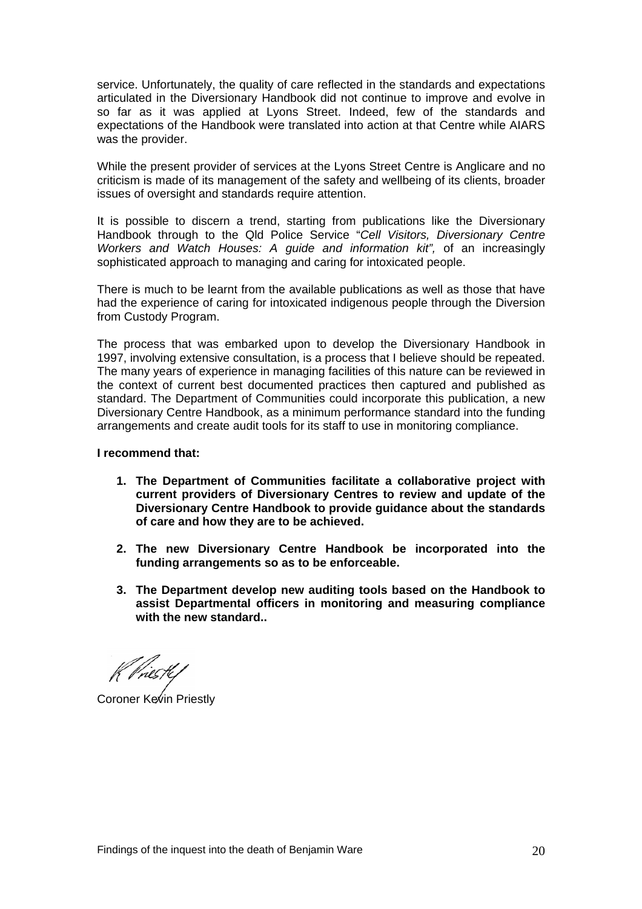service. Unfortunately, the quality of care reflected in the standards and expectations articulated in the Diversionary Handbook did not continue to improve and evolve in so far as it was applied at Lyons Street. Indeed, few of the standards and expectations of the Handbook were translated into action at that Centre while AIARS was the provider.

While the present provider of services at the Lyons Street Centre is Anglicare and no criticism is made of its management of the safety and wellbeing of its clients, broader issues of oversight and standards require attention.

It is possible to discern a trend, starting from publications like the Diversionary Handbook through to the Qld Police Service "*Cell Visitors, Diversionary Centre Workers and Watch Houses: A guide and information kit",* of an increasingly sophisticated approach to managing and caring for intoxicated people.

There is much to be learnt from the available publications as well as those that have had the experience of caring for intoxicated indigenous people through the Diversion from Custody Program.

The process that was embarked upon to develop the Diversionary Handbook in 1997, involving extensive consultation, is a process that I believe should be repeated. The many years of experience in managing facilities of this nature can be reviewed in the context of current best documented practices then captured and published as standard. The Department of Communities could incorporate this publication, a new Diversionary Centre Handbook, as a minimum performance standard into the funding arrangements and create audit tools for its staff to use in monitoring compliance.

**I recommend that:**

1. **The Department of Communities facilitate a collaborative project with current providers of Diversionary Centres to review and update of the Diversionary Centre Handbook to provide guidance about the standards of care and how they are to be achieved.**

2. **The new Diversionary Centre Handbook be incorporated into the funding arrangements so as to be enforceable.**

3. **The Department develop new auditing tools based on the Handbook to assist Departmental officers in monitoring and measuring compliance with the new standard..**

Coroner Kevin Priestly